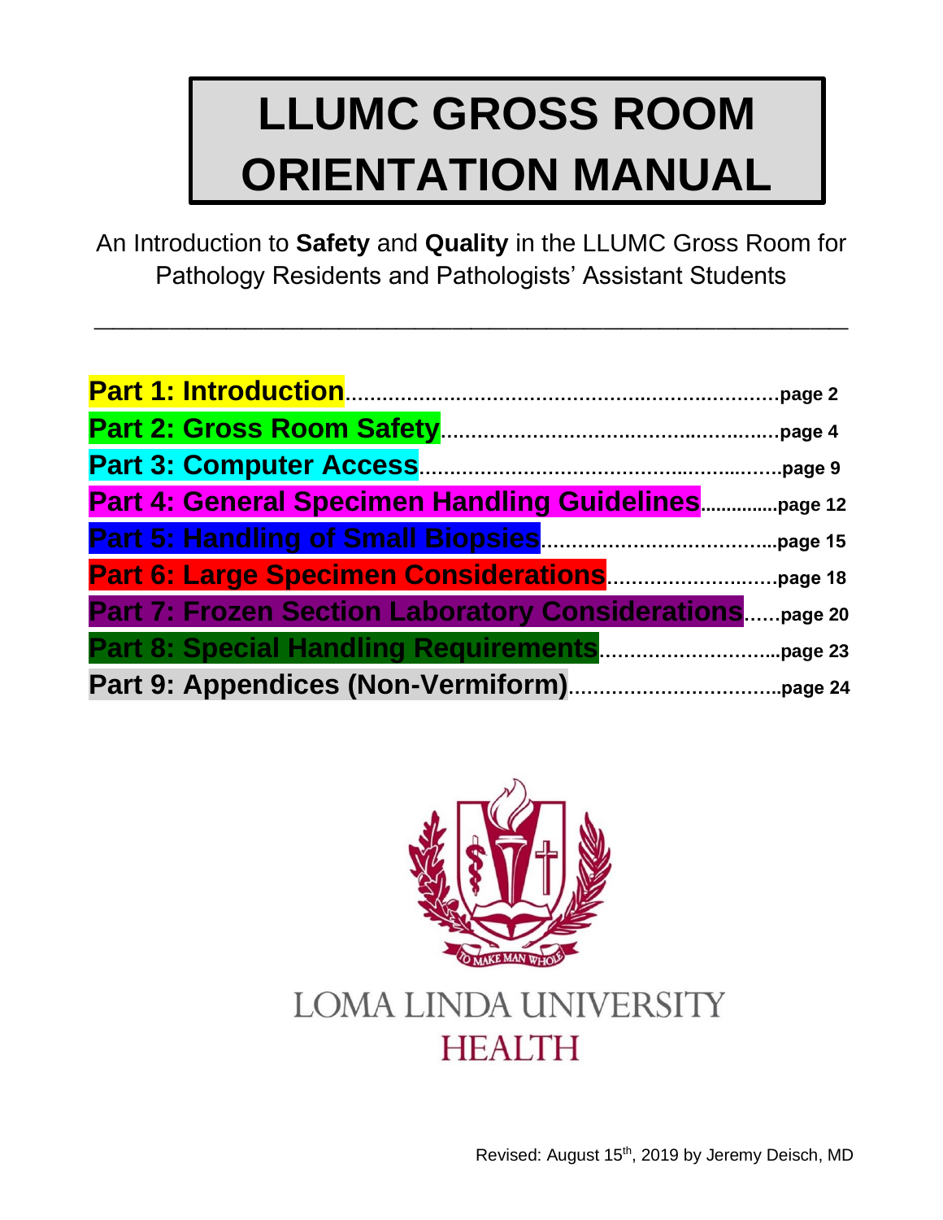# LLUMC GROSS ROOM ORIENTATION MANUAL

An Introduction to **Safety** and **Quality** in the LLUMC Gross Room for Pathology Residents and Pathologists' Assistant Students

---

| | |
|---|---|
| **Part 1: Introduction** | **page 2** |
| **Part 2: Gross Room Safety** | **page 4** |
| **Part 3: Computer Access** | **page 9** |
| **Part 4: General Specimen Handling Guidelines** | **page 12** |
| **Part 5: Handling of Small Biopsies** | **page 15** |
| **Part 6: Large Specimen Considerations** | **page 18** |
| **Part 7: Frozen Section Laboratory Considerations** | **page 20** |
| **Part 8: Special Handling Requirements** | **page 23** |
| **Part 9: Appendices (Non-Vermiform)** | **page 24** |

TO MAKE MAN WHOLE

LOMA LINDA UNIVERSITY HEALTH

Revised: August 15th, 2019 by Jeremy Deisch, MD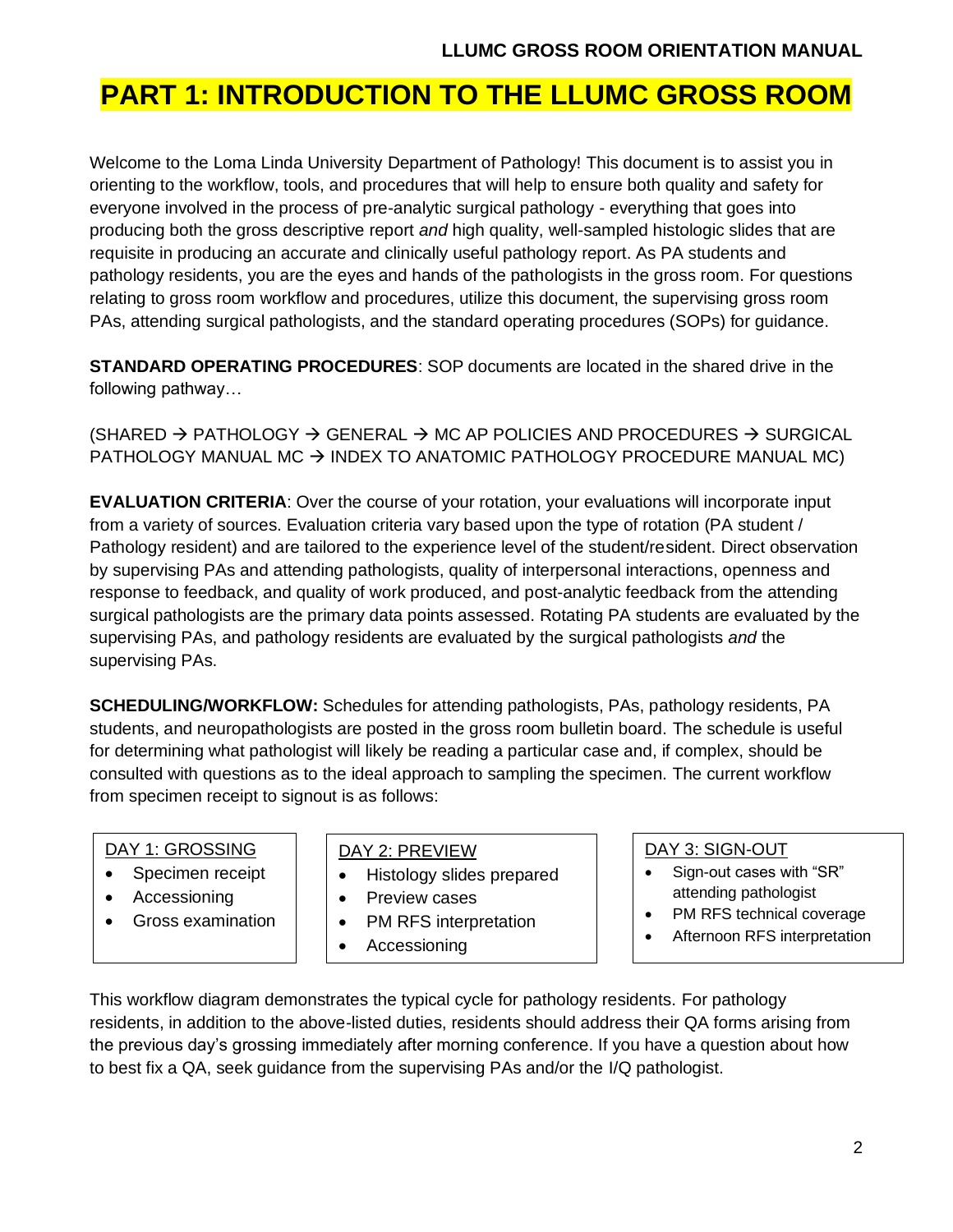# PART 1: INTRODUCTION TO THE LLUMC GROSS ROOM

Welcome to the Loma Linda University Department of Pathology! This document is to assist you in orienting to the workflow, tools, and procedures that will help to ensure both quality and safety for everyone involved in the process of pre-analytic surgical pathology - everything that goes into producing both the gross descriptive report *and* high quality, well-sampled histologic slides that are requisite in producing an accurate and clinically useful pathology report. As PA students and pathology residents, you are the eyes and hands of the pathologists in the gross room. For questions relating to gross room workflow and procedures, utilize this document, the supervising gross room PAs, attending surgical pathologists, and the standard operating procedures (SOPs) for guidance.

**STANDARD OPERATING PROCEDURES**: SOP documents are located in the shared drive in the following pathway…

(SHARED → PATHOLOGY → GENERAL → MC AP POLICIES AND PROCEDURES → SURGICAL PATHOLOGY MANUAL MC → INDEX TO ANATOMIC PATHOLOGY PROCEDURE MANUAL MC)

**EVALUATION CRITERIA**: Over the course of your rotation, your evaluations will incorporate input from a variety of sources. Evaluation criteria vary based upon the type of rotation (PA student / Pathology resident) and are tailored to the experience level of the student/resident. Direct observation by supervising PAs and attending pathologists, quality of interpersonal interactions, openness and response to feedback, and quality of work produced, and post-analytic feedback from the attending surgical pathologists are the primary data points assessed. Rotating PA students are evaluated by the supervising PAs, and pathology residents are evaluated by the surgical pathologists *and* the supervising PAs.

**SCHEDULING/WORKFLOW:** Schedules for attending pathologists, PAs, pathology residents, PA students, and neuropathologists are posted in the gross room bulletin board. The schedule is useful for determining what pathologist will likely be reading a particular case and, if complex, should be consulted with questions as to the ideal approach to sampling the specimen. The current workflow from specimen receipt to signout is as follows:

DAY 1: GROSSING
- Specimen receipt
- Accessioning
- Gross examination

DAY 2: PREVIEW
- Histology slides prepared
- Preview cases
- PM RFS interpretation
- Accessioning

DAY 3: SIGN-OUT
- Sign-out cases with "SR" attending pathologist
- PM RFS technical coverage
- Afternoon RFS interpretation

This workflow diagram demonstrates the typical cycle for pathology residents. For pathology residents, in addition to the above-listed duties, residents should address their QA forms arising from the previous day's grossing immediately after morning conference. If you have a question about how to best fix a QA, seek guidance from the supervising PAs and/or the I/Q pathologist.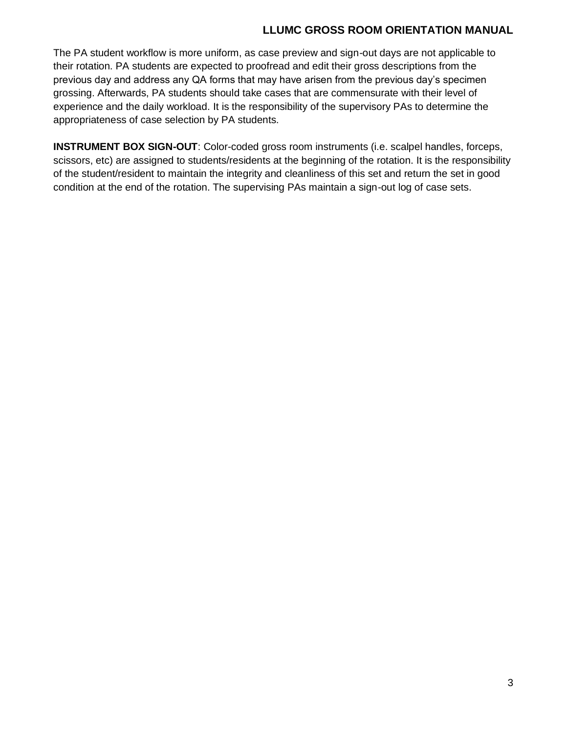The PA student workflow is more uniform, as case preview and sign-out days are not applicable to their rotation. PA students are expected to proofread and edit their gross descriptions from the previous day and address any QA forms that may have arisen from the previous day's specimen grossing. Afterwards, PA students should take cases that are commensurate with their level of experience and the daily workload. It is the responsibility of the supervisory PAs to determine the appropriateness of case selection by PA students.

**INSTRUMENT BOX SIGN-OUT**: Color-coded gross room instruments (i.e. scalpel handles, forceps, scissors, etc) are assigned to students/residents at the beginning of the rotation. It is the responsibility of the student/resident to maintain the integrity and cleanliness of this set and return the set in good condition at the end of the rotation. The supervising PAs maintain a sign-out log of case sets.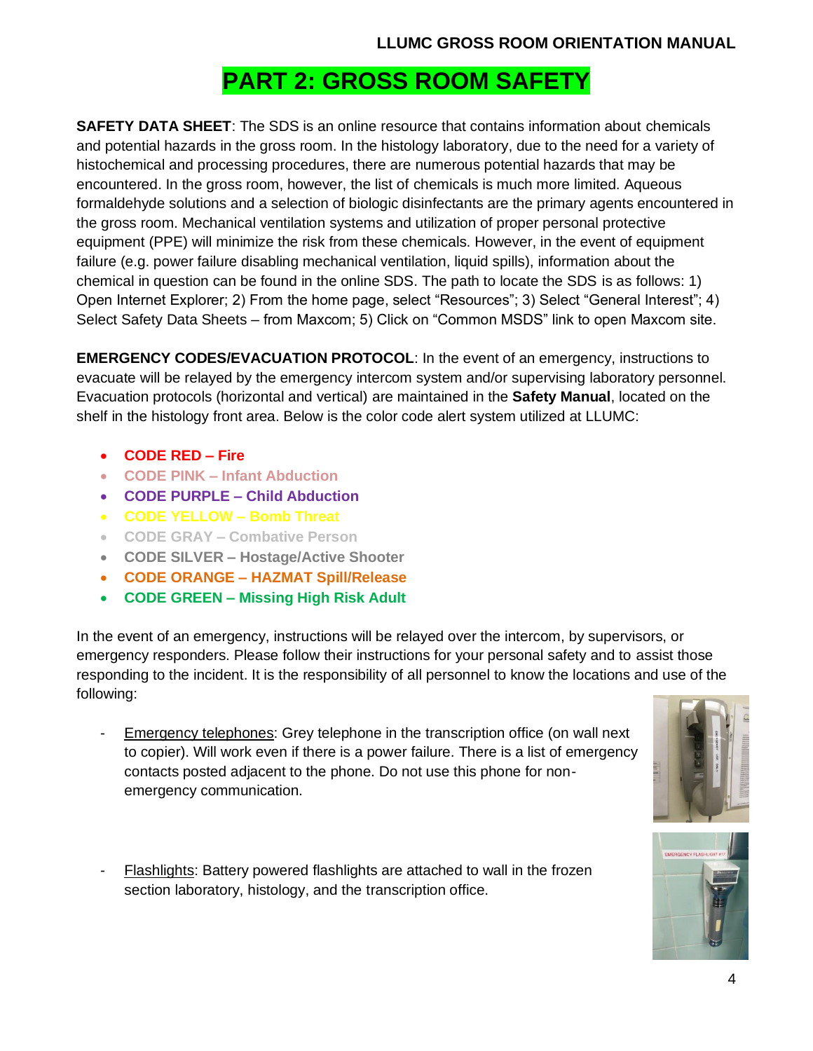# PART 2: GROSS ROOM SAFETY

**SAFETY DATA SHEET**: The SDS is an online resource that contains information about chemicals and potential hazards in the gross room. In the histology laboratory, due to the need for a variety of histochemical and processing procedures, there are numerous potential hazards that may be encountered. In the gross room, however, the list of chemicals is much more limited. Aqueous formaldehyde solutions and a selection of biologic disinfectants are the primary agents encountered in the gross room. Mechanical ventilation systems and utilization of proper personal protective equipment (PPE) will minimize the risk from these chemicals. However, in the event of equipment failure (e.g. power failure disabling mechanical ventilation, liquid spills), information about the chemical in question can be found in the online SDS. The path to locate the SDS is as follows: 1) Open Internet Explorer; 2) From the home page, select "Resources"; 3) Select "General Interest"; 4) Select Safety Data Sheets – from Maxcom; 5) Click on "Common MSDS" link to open Maxcom site.

**EMERGENCY CODES/EVACUATION PROTOCOL**: In the event of an emergency, instructions to evacuate will be relayed by the emergency intercom system and/or supervising laboratory personnel. Evacuation protocols (horizontal and vertical) are maintained in the **Safety Manual**, located on the shelf in the histology front area. Below is the color code alert system utilized at LLUMC:

- **CODE RED – Fire**
- **CODE PINK – Infant Abduction**
- **CODE PURPLE – Child Abduction**
- **CODE YELLOW – Bomb Threat**
- **CODE GRAY – Combative Person**
- **CODE SILVER – Hostage/Active Shooter**
- **CODE ORANGE – HAZMAT Spill/Release**
- **CODE GREEN – Missing High Risk Adult**

In the event of an emergency, instructions will be relayed over the intercom, by supervisors, or emergency responders. Please follow their instructions for your personal safety and to assist those responding to the incident. It is the responsibility of all personnel to know the locations and use of the following:

- Emergency telephones: Grey telephone in the transcription office (on wall next to copier). Will work even if there is a power failure. There is a list of emergency contacts posted adjacent to the phone. Do not use this phone for non-emergency communication.

- Flashlights: Battery powered flashlights are attached to wall in the frozen section laboratory, histology, and the transcription office.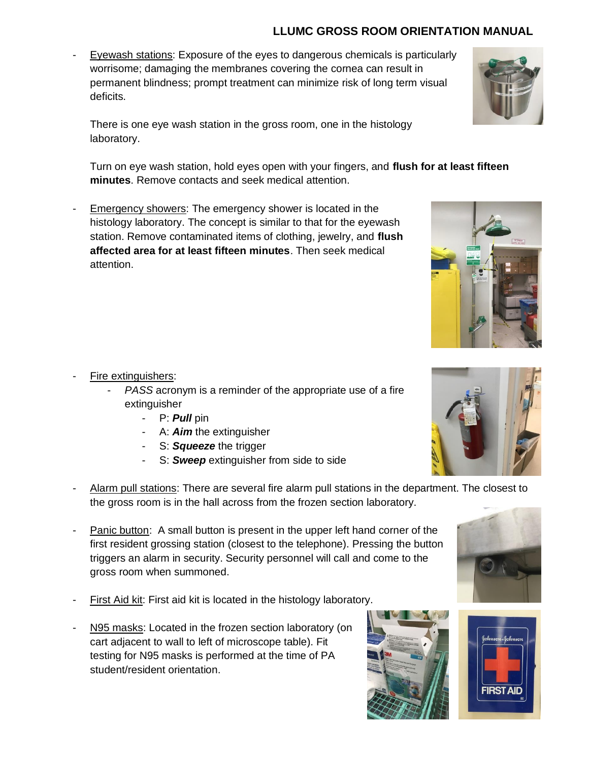- Eyewash stations: Exposure of the eyes to dangerous chemicals is particularly worrisome; damaging the membranes covering the cornea can result in permanent blindness; prompt treatment can minimize risk of long term visual deficits.

  There is one eye wash station in the gross room, one in the histology laboratory.

  Turn on eye wash station, hold eyes open with your fingers, and **flush for at least fifteen minutes**. Remove contacts and seek medical attention.

- Emergency showers: The emergency shower is located in the histology laboratory. The concept is similar to that for the eyewash station. Remove contaminated items of clothing, jewelry, and **flush affected area for at least fifteen minutes**. Then seek medical attention.

- Fire extinguishers:
  - *PASS* acronym is a reminder of the appropriate use of a fire extinguisher
    - P: ***Pull*** pin
    - A: ***Aim*** the extinguisher
    - S: ***Squeeze*** the trigger
    - S: ***Sweep*** extinguisher from side to side

- Alarm pull stations: There are several fire alarm pull stations in the department. The closest to the gross room is in the hall across from the frozen section laboratory.

- Panic button: A small button is present in the upper left hand corner of the first resident grossing station (closest to the telephone). Pressing the button triggers an alarm in security. Security personnel will call and come to the gross room when summoned.

- First Aid kit: First aid kit is located in the histology laboratory.

- N95 masks: Located in the frozen section laboratory (on cart adjacent to wall to left of microscope table). Fit testing for N95 masks is performed at the time of PA student/resident orientation.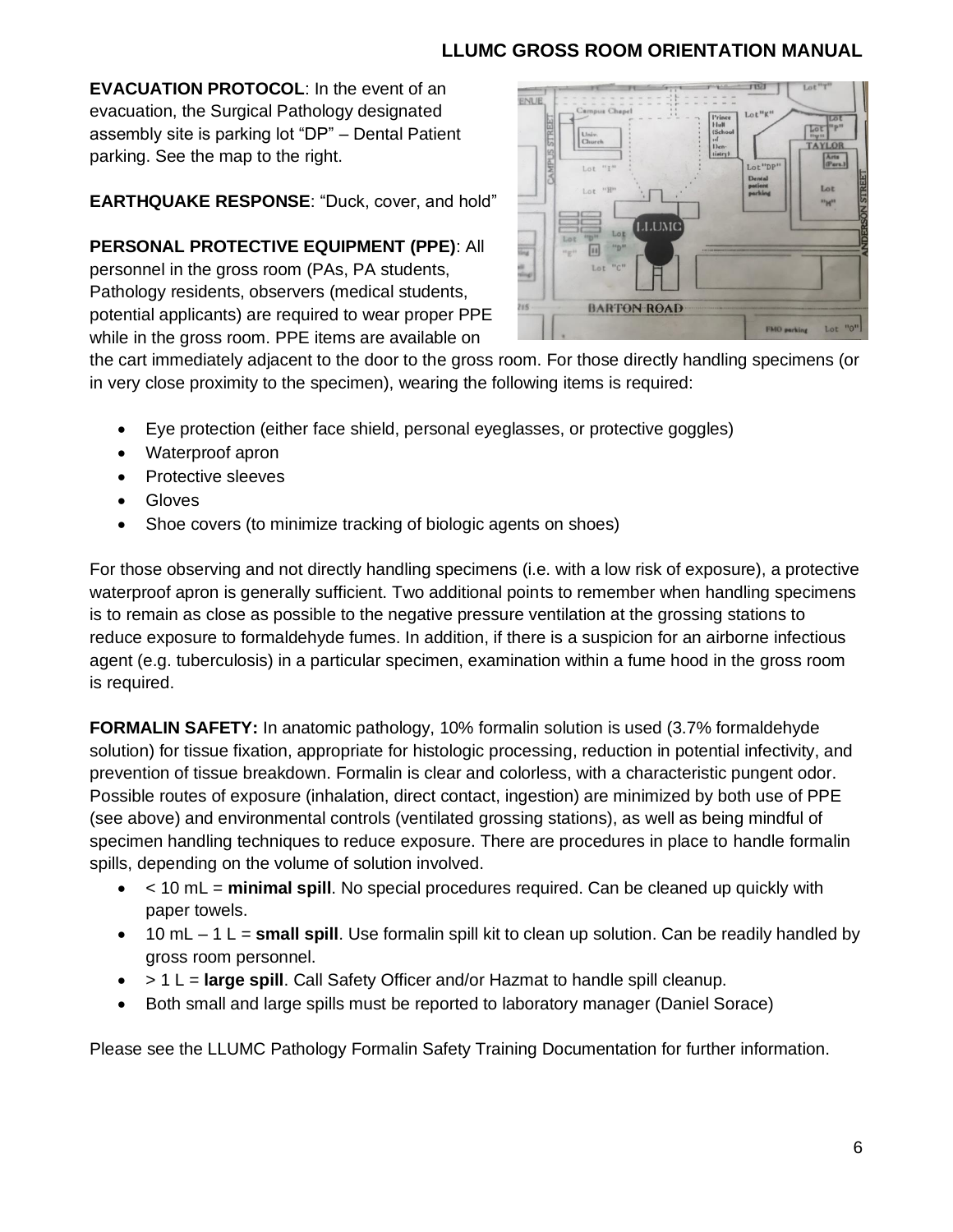**EVACUATION PROTOCOL**: In the event of an evacuation, the Surgical Pathology designated assembly site is parking lot "DP" – Dental Patient parking. See the map to the right.

**EARTHQUAKE RESPONSE**: "Duck, cover, and hold"

**PERSONAL PROTECTIVE EQUIPMENT (PPE)**: All personnel in the gross room (PAs, PA students, Pathology residents, observers (medical students, potential applicants) are required to wear proper PPE while in the gross room. PPE items are available on the cart immediately adjacent to the door to the gross room. For those directly handling specimens (or in very close proximity to the specimen), wearing the following items is required:

- Eye protection (either face shield, personal eyeglasses, or protective goggles)
- Waterproof apron
- Protective sleeves
- Gloves
- Shoe covers (to minimize tracking of biologic agents on shoes)

For those observing and not directly handling specimens (i.e. with a low risk of exposure), a protective waterproof apron is generally sufficient. Two additional points to remember when handling specimens is to remain as close as possible to the negative pressure ventilation at the grossing stations to reduce exposure to formaldehyde fumes. In addition, if there is a suspicion for an airborne infectious agent (e.g. tuberculosis) in a particular specimen, examination within a fume hood in the gross room is required.

**FORMALIN SAFETY:** In anatomic pathology, 10% formalin solution is used (3.7% formaldehyde solution) for tissue fixation, appropriate for histologic processing, reduction in potential infectivity, and prevention of tissue breakdown. Formalin is clear and colorless, with a characteristic pungent odor. Possible routes of exposure (inhalation, direct contact, ingestion) are minimized by both use of PPE (see above) and environmental controls (ventilated grossing stations), as well as being mindful of specimen handling techniques to reduce exposure. There are procedures in place to handle formalin spills, depending on the volume of solution involved.

- < 10 mL = **minimal spill**. No special procedures required. Can be cleaned up quickly with paper towels.
- 10 mL – 1 L = **small spill**. Use formalin spill kit to clean up solution. Can be readily handled by gross room personnel.
- > 1 L = **large spill**. Call Safety Officer and/or Hazmat to handle spill cleanup.
- Both small and large spills must be reported to laboratory manager (Daniel Sorace)

Please see the LLUMC Pathology Formalin Safety Training Documentation for further information.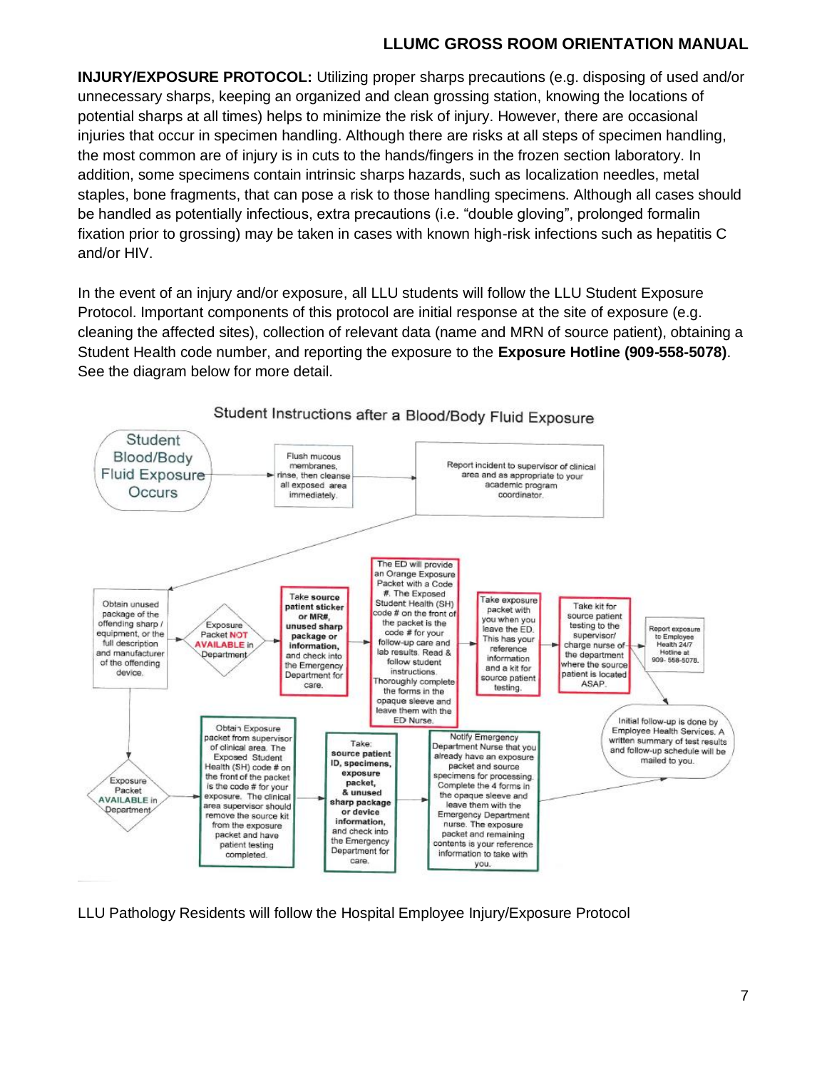**INJURY/EXPOSURE PROTOCOL:** Utilizing proper sharps precautions (e.g. disposing of used and/or unnecessary sharps, keeping an organized and clean grossing station, knowing the locations of potential sharps at all times) helps to minimize the risk of injury. However, there are occasional injuries that occur in specimen handling. Although there are risks at all steps of specimen handling, the most common are of injury is in cuts to the hands/fingers in the frozen section laboratory. In addition, some specimens contain intrinsic sharps hazards, such as localization needles, metal staples, bone fragments, that can pose a risk to those handling specimens. Although all cases should be handled as potentially infectious, extra precautions (i.e. "double gloving", prolonged formalin fixation prior to grossing) may be taken in cases with known high-risk infections such as hepatitis C and/or HIV.

In the event of an injury and/or exposure, all LLU students will follow the LLU Student Exposure Protocol. Important components of this protocol are initial response at the site of exposure (e.g. cleaning the affected sites), collection of relevant data (name and MRN of source patient), obtaining a Student Health code number, and reporting the exposure to the **Exposure Hotline (909-558-5078)**. See the diagram below for more detail.

## Student Instructions after a Blood/Body Fluid Exposure

- **Student Blood/Body Fluid Exposure Occurs** → Flush mucous membranes, rinse, then cleanse all exposed area immediately. → Report incident to supervisor of clinical area and as appropriate to your academic program coordinator. → Obtain unused package of the offending sharp / equipment, or the full description and manufacturer of the offending device.

**Exposure Packet NOT AVAILABLE in Department:**

1. Take **source patient sticker or MR#, unused sharp package or information,** and check into the Emergency Department for care.
2. The ED will provide an Orange Exposure Packet with a Code #. The Exposed Student Health (SH) code # on the front of the packet is the code # for your follow-up care and lab results. Read & follow student instructions. Thoroughly complete the forms in the opaque sleeve and leave them with the ED Nurse.
3. Take exposure packet with you when you leave the ED. This has your reference information and a kit for source patient testing.
4. Take kit for source patient testing to the supervisor/ charge nurse of the department where the source patient is located ASAP.
5. Report exposure to Employee Health 24/7 Hotline at 909- 558-5078.
6. Initial follow-up is done by Employee Health Services. A written summary of test results and follow-up schedule will be mailed to you.

**Exposure Packet AVAILABLE in Department:**

1. Obtain Exposure packet from supervisor of clinical area. The Exposed Student Health (SH) code # on the front of the packet is the code # for your exposure. The clinical area supervisor should remove the source kit from the exposure packet and have patient testing completed.
2. Take: **source patient ID, specimens, exposure packet, & unused sharp package or device information,** and check into the Emergency Department for care.
3. Notify Emergency Department Nurse that you already have an exposure packet and source specimens for processing. Complete the 4 forms in the opaque sleeve and leave them with the Emergency Department nurse. The exposure packet and remaining contents is your reference information to take with you.
4. Initial follow-up is done by Employee Health Services. A written summary of test results and follow-up schedule will be mailed to you.

LLU Pathology Residents will follow the Hospital Employee Injury/Exposure Protocol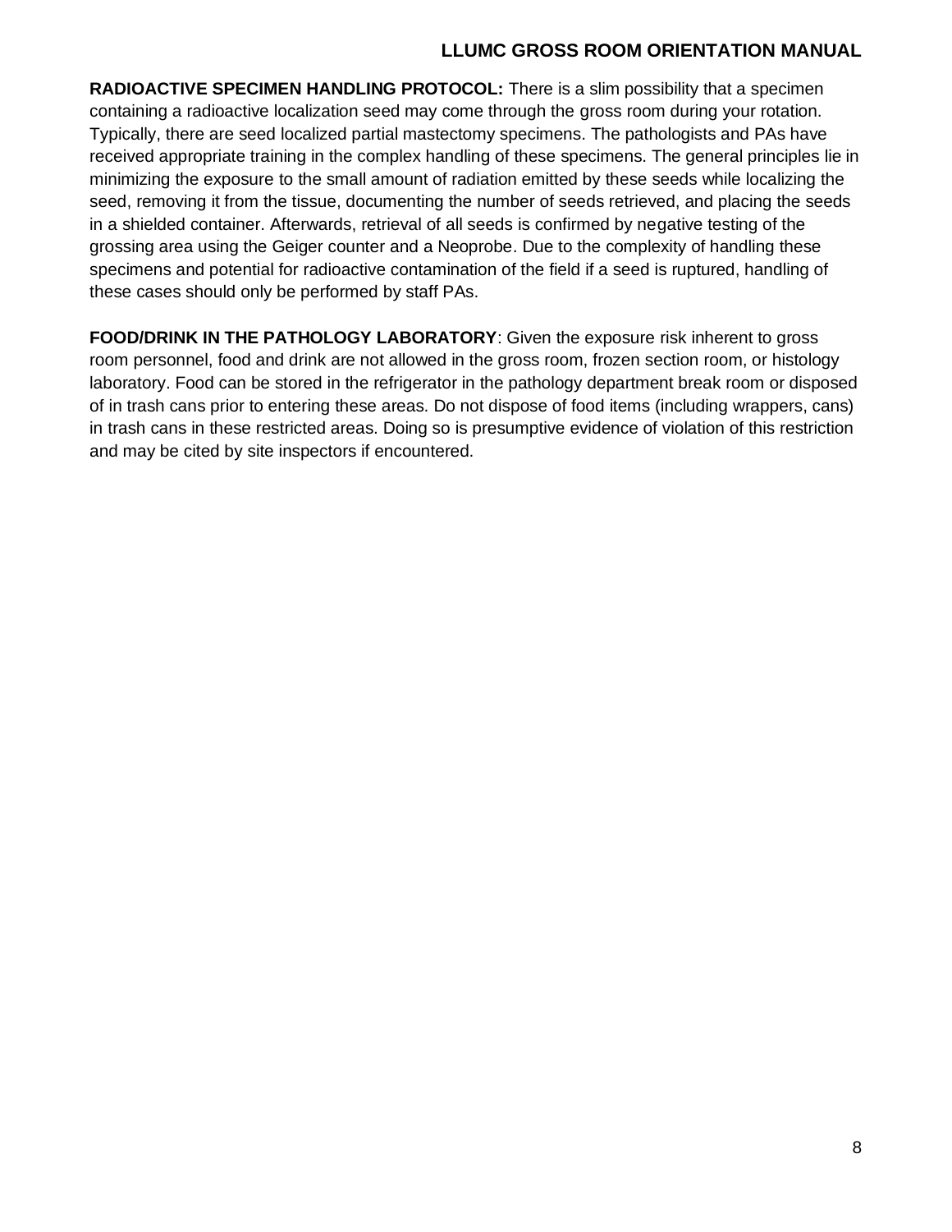**RADIOACTIVE SPECIMEN HANDLING PROTOCOL:** There is a slim possibility that a specimen containing a radioactive localization seed may come through the gross room during your rotation. Typically, there are seed localized partial mastectomy specimens. The pathologists and PAs have received appropriate training in the complex handling of these specimens. The general principles lie in minimizing the exposure to the small amount of radiation emitted by these seeds while localizing the seed, removing it from the tissue, documenting the number of seeds retrieved, and placing the seeds in a shielded container. Afterwards, retrieval of all seeds is confirmed by negative testing of the grossing area using the Geiger counter and a Neoprobe. Due to the complexity of handling these specimens and potential for radioactive contamination of the field if a seed is ruptured, handling of these cases should only be performed by staff PAs.

**FOOD/DRINK IN THE PATHOLOGY LABORATORY**: Given the exposure risk inherent to gross room personnel, food and drink are not allowed in the gross room, frozen section room, or histology laboratory. Food can be stored in the refrigerator in the pathology department break room or disposed of in trash cans prior to entering these areas. Do not dispose of food items (including wrappers, cans) in trash cans in these restricted areas. Doing so is presumptive evidence of violation of this restriction and may be cited by site inspectors if encountered.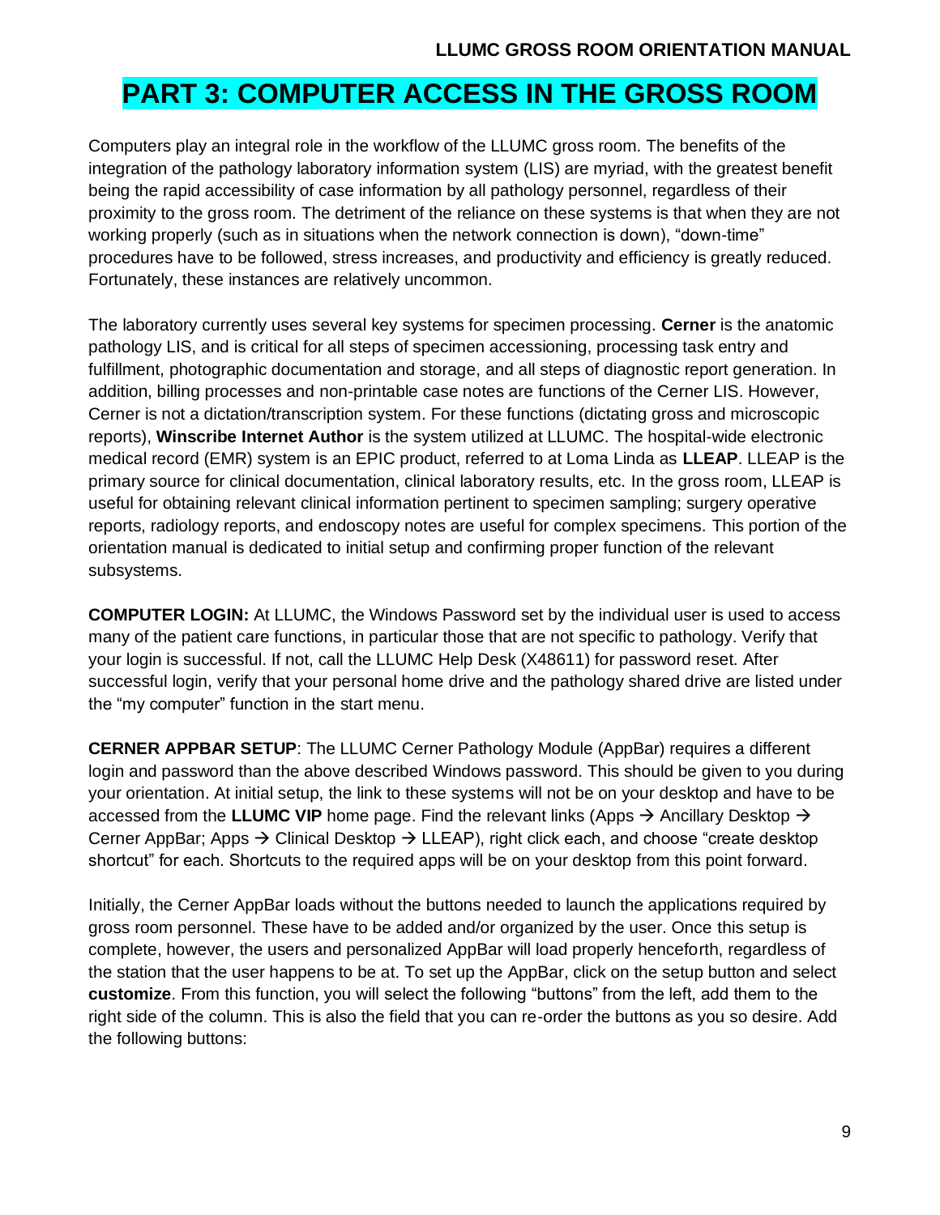# PART 3: COMPUTER ACCESS IN THE GROSS ROOM

Computers play an integral role in the workflow of the LLUMC gross room. The benefits of the integration of the pathology laboratory information system (LIS) are myriad, with the greatest benefit being the rapid accessibility of case information by all pathology personnel, regardless of their proximity to the gross room. The detriment of the reliance on these systems is that when they are not working properly (such as in situations when the network connection is down), "down-time" procedures have to be followed, stress increases, and productivity and efficiency is greatly reduced. Fortunately, these instances are relatively uncommon.

The laboratory currently uses several key systems for specimen processing. **Cerner** is the anatomic pathology LIS, and is critical for all steps of specimen accessioning, processing task entry and fulfillment, photographic documentation and storage, and all steps of diagnostic report generation. In addition, billing processes and non-printable case notes are functions of the Cerner LIS. However, Cerner is not a dictation/transcription system. For these functions (dictating gross and microscopic reports), **Winscribe Internet Author** is the system utilized at LLUMC. The hospital-wide electronic medical record (EMR) system is an EPIC product, referred to at Loma Linda as **LLEAP**. LLEAP is the primary source for clinical documentation, clinical laboratory results, etc. In the gross room, LLEAP is useful for obtaining relevant clinical information pertinent to specimen sampling; surgery operative reports, radiology reports, and endoscopy notes are useful for complex specimens. This portion of the orientation manual is dedicated to initial setup and confirming proper function of the relevant subsystems.

**COMPUTER LOGIN:** At LLUMC, the Windows Password set by the individual user is used to access many of the patient care functions, in particular those that are not specific to pathology. Verify that your login is successful. If not, call the LLUMC Help Desk (X48611) for password reset. After successful login, verify that your personal home drive and the pathology shared drive are listed under the "my computer" function in the start menu.

**CERNER APPBAR SETUP**: The LLUMC Cerner Pathology Module (AppBar) requires a different login and password than the above described Windows password. This should be given to you during your orientation. At initial setup, the link to these systems will not be on your desktop and have to be accessed from the **LLUMC VIP** home page. Find the relevant links (Apps → Ancillary Desktop → Cerner AppBar; Apps → Clinical Desktop → LLEAP), right click each, and choose "create desktop shortcut" for each. Shortcuts to the required apps will be on your desktop from this point forward.

Initially, the Cerner AppBar loads without the buttons needed to launch the applications required by gross room personnel. These have to be added and/or organized by the user. Once this setup is complete, however, the users and personalized AppBar will load properly henceforth, regardless of the station that the user happens to be at. To set up the AppBar, click on the setup button and select **customize**. From this function, you will select the following "buttons" from the left, add them to the right side of the column. This is also the field that you can re-order the buttons as you so desire. Add the following buttons: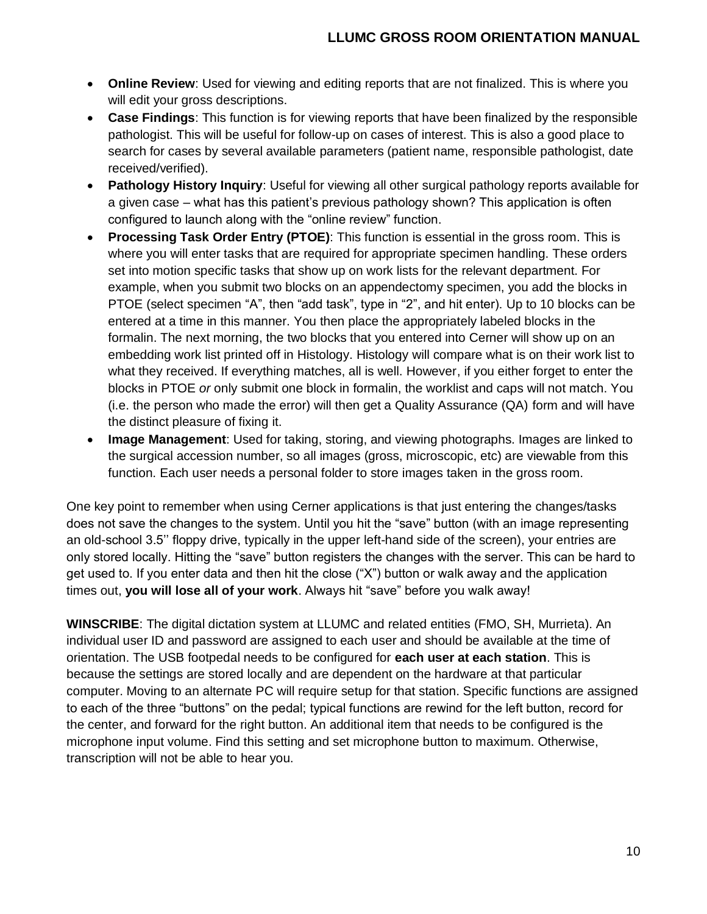- **Online Review**: Used for viewing and editing reports that are not finalized. This is where you will edit your gross descriptions.
- **Case Findings**: This function is for viewing reports that have been finalized by the responsible pathologist. This will be useful for follow-up on cases of interest. This is also a good place to search for cases by several available parameters (patient name, responsible pathologist, date received/verified).
- **Pathology History Inquiry**: Useful for viewing all other surgical pathology reports available for a given case – what has this patient's previous pathology shown? This application is often configured to launch along with the "online review" function.
- **Processing Task Order Entry (PTOE)**: This function is essential in the gross room. This is where you will enter tasks that are required for appropriate specimen handling. These orders set into motion specific tasks that show up on work lists for the relevant department. For example, when you submit two blocks on an appendectomy specimen, you add the blocks in PTOE (select specimen "A", then "add task", type in "2", and hit enter). Up to 10 blocks can be entered at a time in this manner. You then place the appropriately labeled blocks in the formalin. The next morning, the two blocks that you entered into Cerner will show up on an embedding work list printed off in Histology. Histology will compare what is on their work list to what they received. If everything matches, all is well. However, if you either forget to enter the blocks in PTOE *or* only submit one block in formalin, the worklist and caps will not match. You (i.e. the person who made the error) will then get a Quality Assurance (QA) form and will have the distinct pleasure of fixing it.
- **Image Management**: Used for taking, storing, and viewing photographs. Images are linked to the surgical accession number, so all images (gross, microscopic, etc) are viewable from this function. Each user needs a personal folder to store images taken in the gross room.

One key point to remember when using Cerner applications is that just entering the changes/tasks does not save the changes to the system. Until you hit the "save" button (with an image representing an old-school 3.5'' floppy drive, typically in the upper left-hand side of the screen), your entries are only stored locally. Hitting the "save" button registers the changes with the server. This can be hard to get used to. If you enter data and then hit the close ("X") button or walk away and the application times out, **you will lose all of your work**. Always hit "save" before you walk away!

**WINSCRIBE**: The digital dictation system at LLUMC and related entities (FMO, SH, Murrieta). An individual user ID and password are assigned to each user and should be available at the time of orientation. The USB footpedal needs to be configured for **each user at each station**. This is because the settings are stored locally and are dependent on the hardware at that particular computer. Moving to an alternate PC will require setup for that station. Specific functions are assigned to each of the three "buttons" on the pedal; typical functions are rewind for the left button, record for the center, and forward for the right button. An additional item that needs to be configured is the microphone input volume. Find this setting and set microphone button to maximum. Otherwise, transcription will not be able to hear you.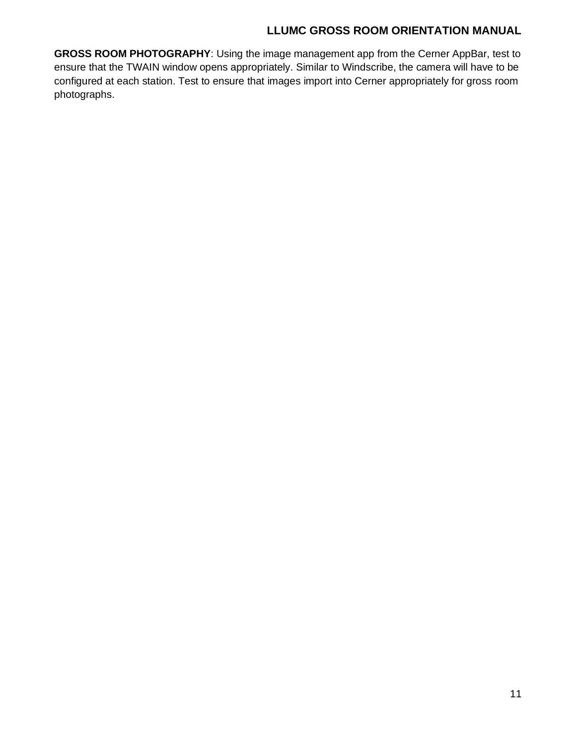**GROSS ROOM PHOTOGRAPHY**: Using the image management app from the Cerner AppBar, test to ensure that the TWAIN window opens appropriately. Similar to Windscribe, the camera will have to be configured at each station. Test to ensure that images import into Cerner appropriately for gross room photographs.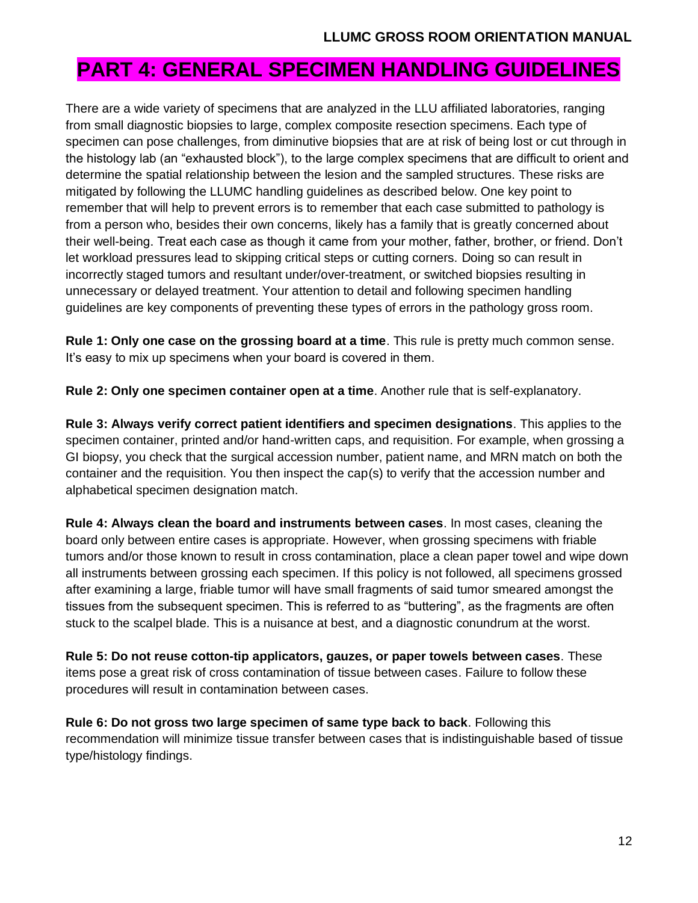# PART 4: GENERAL SPECIMEN HANDLING GUIDELINES

There are a wide variety of specimens that are analyzed in the LLU affiliated laboratories, ranging from small diagnostic biopsies to large, complex composite resection specimens. Each type of specimen can pose challenges, from diminutive biopsies that are at risk of being lost or cut through in the histology lab (an "exhausted block"), to the large complex specimens that are difficult to orient and determine the spatial relationship between the lesion and the sampled structures. These risks are mitigated by following the LLUMC handling guidelines as described below. One key point to remember that will help to prevent errors is to remember that each case submitted to pathology is from a person who, besides their own concerns, likely has a family that is greatly concerned about their well-being. Treat each case as though it came from your mother, father, brother, or friend. Don't let workload pressures lead to skipping critical steps or cutting corners. Doing so can result in incorrectly staged tumors and resultant under/over-treatment, or switched biopsies resulting in unnecessary or delayed treatment. Your attention to detail and following specimen handling guidelines are key components of preventing these types of errors in the pathology gross room.

**Rule 1: Only one case on the grossing board at a time**. This rule is pretty much common sense. It's easy to mix up specimens when your board is covered in them.

**Rule 2: Only one specimen container open at a time**. Another rule that is self-explanatory.

**Rule 3: Always verify correct patient identifiers and specimen designations**. This applies to the specimen container, printed and/or hand-written caps, and requisition. For example, when grossing a GI biopsy, you check that the surgical accession number, patient name, and MRN match on both the container and the requisition. You then inspect the cap(s) to verify that the accession number and alphabetical specimen designation match.

**Rule 4: Always clean the board and instruments between cases**. In most cases, cleaning the board only between entire cases is appropriate. However, when grossing specimens with friable tumors and/or those known to result in cross contamination, place a clean paper towel and wipe down all instruments between grossing each specimen. If this policy is not followed, all specimens grossed after examining a large, friable tumor will have small fragments of said tumor smeared amongst the tissues from the subsequent specimen. This is referred to as "buttering", as the fragments are often stuck to the scalpel blade. This is a nuisance at best, and a diagnostic conundrum at the worst.

**Rule 5: Do not reuse cotton-tip applicators, gauzes, or paper towels between cases**. These items pose a great risk of cross contamination of tissue between cases. Failure to follow these procedures will result in contamination between cases.

**Rule 6: Do not gross two large specimen of same type back to back**. Following this recommendation will minimize tissue transfer between cases that is indistinguishable based of tissue type/histology findings.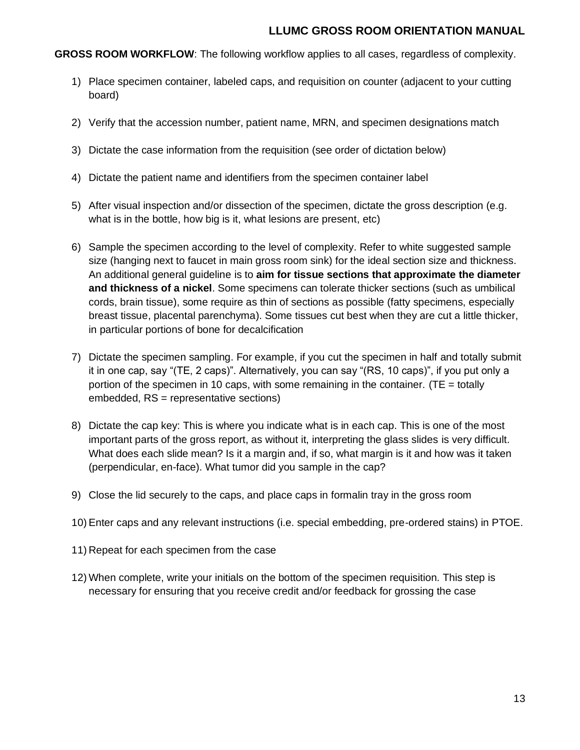**GROSS ROOM WORKFLOW**: The following workflow applies to all cases, regardless of complexity.

1) Place specimen container, labeled caps, and requisition on counter (adjacent to your cutting board)

2) Verify that the accession number, patient name, MRN, and specimen designations match

3) Dictate the case information from the requisition (see order of dictation below)

4) Dictate the patient name and identifiers from the specimen container label

5) After visual inspection and/or dissection of the specimen, dictate the gross description (e.g. what is in the bottle, how big is it, what lesions are present, etc)

6) Sample the specimen according to the level of complexity. Refer to white suggested sample size (hanging next to faucet in main gross room sink) for the ideal section size and thickness. An additional general guideline is to **aim for tissue sections that approximate the diameter and thickness of a nickel**. Some specimens can tolerate thicker sections (such as umbilical cords, brain tissue), some require as thin of sections as possible (fatty specimens, especially breast tissue, placental parenchyma). Some tissues cut best when they are cut a little thicker, in particular portions of bone for decalcification

7) Dictate the specimen sampling. For example, if you cut the specimen in half and totally submit it in one cap, say "(TE, 2 caps)". Alternatively, you can say "(RS, 10 caps)", if you put only a portion of the specimen in 10 caps, with some remaining in the container. (TE = totally embedded, RS = representative sections)

8) Dictate the cap key: This is where you indicate what is in each cap. This is one of the most important parts of the gross report, as without it, interpreting the glass slides is very difficult. What does each slide mean? Is it a margin and, if so, what margin is it and how was it taken (perpendicular, en-face). What tumor did you sample in the cap?

9) Close the lid securely to the caps, and place caps in formalin tray in the gross room

10) Enter caps and any relevant instructions (i.e. special embedding, pre-ordered stains) in PTOE.

11) Repeat for each specimen from the case

12) When complete, write your initials on the bottom of the specimen requisition. This step is necessary for ensuring that you receive credit and/or feedback for grossing the case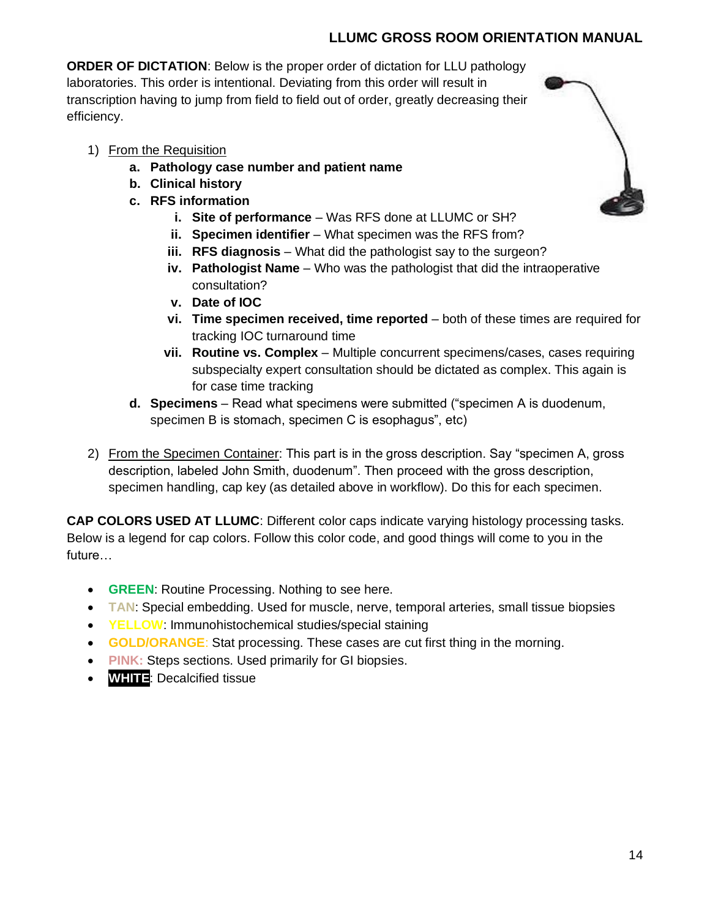**ORDER OF DICTATION**: Below is the proper order of dictation for LLU pathology laboratories. This order is intentional. Deviating from this order will result in transcription having to jump from field to field out of order, greatly decreasing their efficiency.

1) From the Requisition
   a. **Pathology case number and patient name**
   b. **Clinical history**
   c. **RFS information**
      i. **Site of performance** – Was RFS done at LLUMC or SH?
      ii. **Specimen identifier** – What specimen was the RFS from?
      iii. **RFS diagnosis** – What did the pathologist say to the surgeon?
      iv. **Pathologist Name** – Who was the pathologist that did the intraoperative consultation?
      v. **Date of IOC**
      vi. **Time specimen received, time reported** – both of these times are required for tracking IOC turnaround time
      vii. **Routine vs. Complex** – Multiple concurrent specimens/cases, cases requiring subspecialty expert consultation should be dictated as complex. This again is for case time tracking
   d. **Specimens** – Read what specimens were submitted ("specimen A is duodenum, specimen B is stomach, specimen C is esophagus", etc)

2) From the Specimen Container: This part is in the gross description. Say "specimen A, gross description, labeled John Smith, duodenum". Then proceed with the gross description, specimen handling, cap key (as detailed above in workflow). Do this for each specimen.

**CAP COLORS USED AT LLUMC**: Different color caps indicate varying histology processing tasks. Below is a legend for cap colors. Follow this color code, and good things will come to you in the future…

- **GREEN**: Routine Processing. Nothing to see here.
- **TAN**: Special embedding. Used for muscle, nerve, temporal arteries, small tissue biopsies
- **YELLOW**: Immunohistochemical studies/special staining
- **GOLD/ORANGE**: Stat processing. These cases are cut first thing in the morning.
- **PINK:** Steps sections. Used primarily for GI biopsies.
- **WHITE**: Decalcified tissue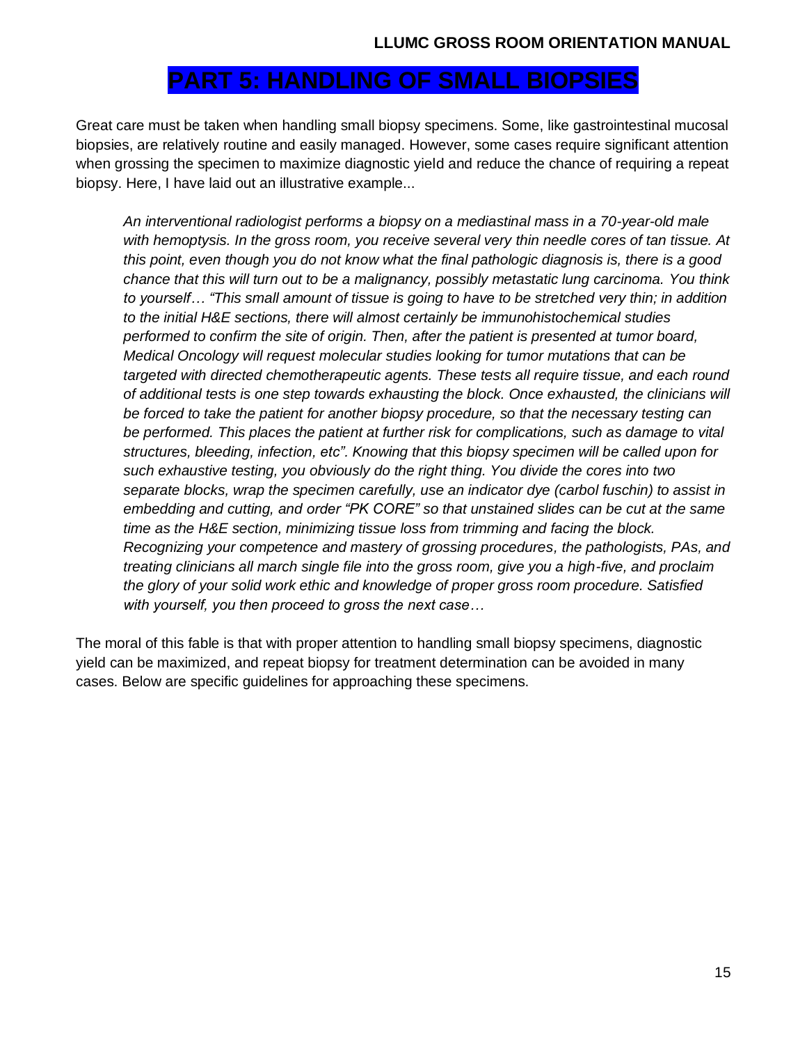# PART 5: HANDLING OF SMALL BIOPSIES

Great care must be taken when handling small biopsy specimens. Some, like gastrointestinal mucosal biopsies, are relatively routine and easily managed. However, some cases require significant attention when grossing the specimen to maximize diagnostic yield and reduce the chance of requiring a repeat biopsy. Here, I have laid out an illustrative example...

> *An interventional radiologist performs a biopsy on a mediastinal mass in a 70-year-old male with hemoptysis. In the gross room, you receive several very thin needle cores of tan tissue. At this point, even though you do not know what the final pathologic diagnosis is, there is a good chance that this will turn out to be a malignancy, possibly metastatic lung carcinoma. You think to yourself… "This small amount of tissue is going to have to be stretched very thin; in addition to the initial H&E sections, there will almost certainly be immunohistochemical studies performed to confirm the site of origin. Then, after the patient is presented at tumor board, Medical Oncology will request molecular studies looking for tumor mutations that can be targeted with directed chemotherapeutic agents. These tests all require tissue, and each round of additional tests is one step towards exhausting the block. Once exhausted, the clinicians will be forced to take the patient for another biopsy procedure, so that the necessary testing can be performed. This places the patient at further risk for complications, such as damage to vital structures, bleeding, infection, etc". Knowing that this biopsy specimen will be called upon for such exhaustive testing, you obviously do the right thing. You divide the cores into two separate blocks, wrap the specimen carefully, use an indicator dye (carbol fuschin) to assist in embedding and cutting, and order "PK CORE" so that unstained slides can be cut at the same time as the H&E section, minimizing tissue loss from trimming and facing the block. Recognizing your competence and mastery of grossing procedures, the pathologists, PAs, and treating clinicians all march single file into the gross room, give you a high-five, and proclaim the glory of your solid work ethic and knowledge of proper gross room procedure. Satisfied with yourself, you then proceed to gross the next case…*

The moral of this fable is that with proper attention to handling small biopsy specimens, diagnostic yield can be maximized, and repeat biopsy for treatment determination can be avoided in many cases. Below are specific guidelines for approaching these specimens.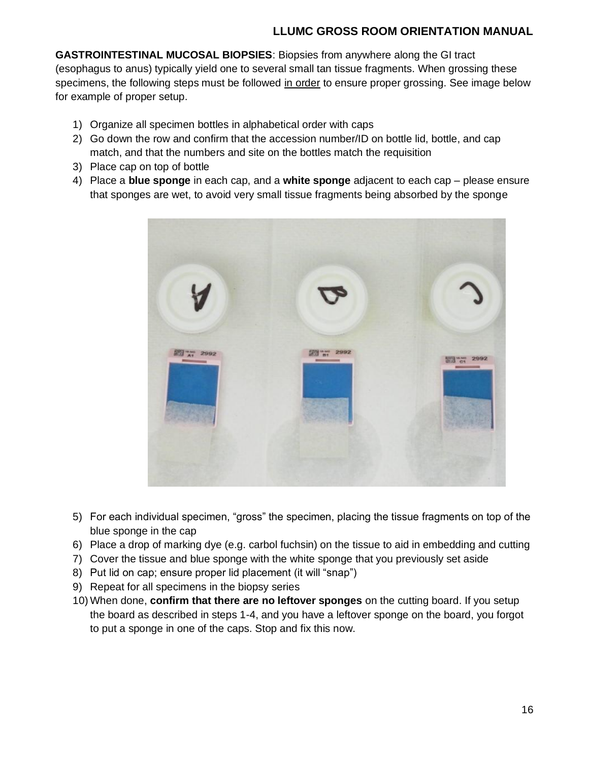**GASTROINTESTINAL MUCOSAL BIOPSIES**: Biopsies from anywhere along the GI tract (esophagus to anus) typically yield one to several small tan tissue fragments. When grossing these specimens, the following steps must be followed in order to ensure proper grossing. See image below for example of proper setup.

1) Organize all specimen bottles in alphabetical order with caps
2) Go down the row and confirm that the accession number/ID on bottle lid, bottle, and cap match, and that the numbers and site on the bottles match the requisition
3) Place cap on top of bottle
4) Place a **blue sponge** in each cap, and a **white sponge** adjacent to each cap – please ensure that sponges are wet, to avoid very small tissue fragments being absorbed by the sponge

5) For each individual specimen, "gross" the specimen, placing the tissue fragments on top of the blue sponge in the cap
6) Place a drop of marking dye (e.g. carbol fuchsin) on the tissue to aid in embedding and cutting
7) Cover the tissue and blue sponge with the white sponge that you previously set aside
8) Put lid on cap; ensure proper lid placement (it will "snap")
9) Repeat for all specimens in the biopsy series
10) When done, **confirm that there are no leftover sponges** on the cutting board. If you setup the board as described in steps 1-4, and you have a leftover sponge on the board, you forgot to put a sponge in one of the caps. Stop and fix this now.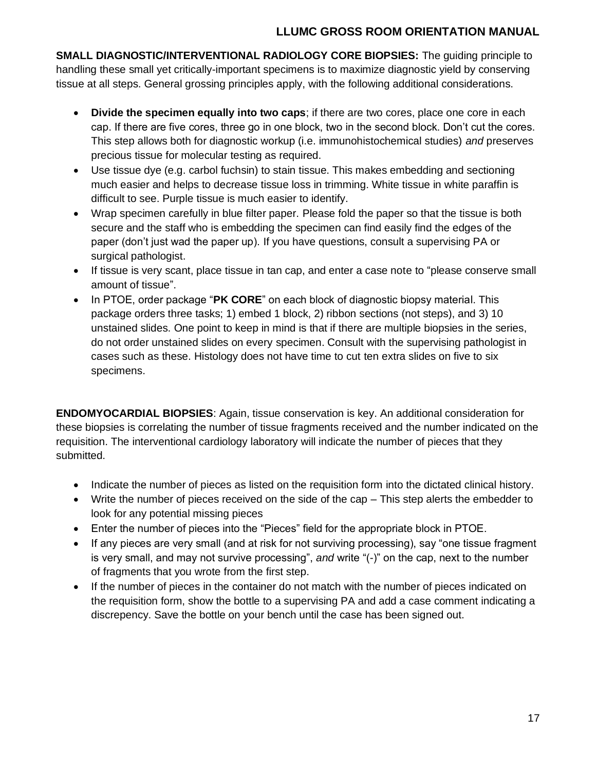**SMALL DIAGNOSTIC/INTERVENTIONAL RADIOLOGY CORE BIOPSIES:** The guiding principle to handling these small yet critically-important specimens is to maximize diagnostic yield by conserving tissue at all steps. General grossing principles apply, with the following additional considerations.

- **Divide the specimen equally into two caps**; if there are two cores, place one core in each cap. If there are five cores, three go in one block, two in the second block. Don't cut the cores. This step allows both for diagnostic workup (i.e. immunohistochemical studies) *and* preserves precious tissue for molecular testing as required.
- Use tissue dye (e.g. carbol fuchsin) to stain tissue. This makes embedding and sectioning much easier and helps to decrease tissue loss in trimming. White tissue in white paraffin is difficult to see. Purple tissue is much easier to identify.
- Wrap specimen carefully in blue filter paper. Please fold the paper so that the tissue is both secure and the staff who is embedding the specimen can find easily find the edges of the paper (don't just wad the paper up). If you have questions, consult a supervising PA or surgical pathologist.
- If tissue is very scant, place tissue in tan cap, and enter a case note to "please conserve small amount of tissue".
- In PTOE, order package "**PK CORE**" on each block of diagnostic biopsy material. This package orders three tasks; 1) embed 1 block, 2) ribbon sections (not steps), and 3) 10 unstained slides. One point to keep in mind is that if there are multiple biopsies in the series, do not order unstained slides on every specimen. Consult with the supervising pathologist in cases such as these. Histology does not have time to cut ten extra slides on five to six specimens.

**ENDOMYOCARDIAL BIOPSIES**: Again, tissue conservation is key. An additional consideration for these biopsies is correlating the number of tissue fragments received and the number indicated on the requisition. The interventional cardiology laboratory will indicate the number of pieces that they submitted.

- Indicate the number of pieces as listed on the requisition form into the dictated clinical history.
- Write the number of pieces received on the side of the cap – This step alerts the embedder to look for any potential missing pieces
- Enter the number of pieces into the "Pieces" field for the appropriate block in PTOE.
- If any pieces are very small (and at risk for not surviving processing), say "one tissue fragment is very small, and may not survive processing", *and* write "(-)" on the cap, next to the number of fragments that you wrote from the first step.
- If the number of pieces in the container do not match with the number of pieces indicated on the requisition form, show the bottle to a supervising PA and add a case comment indicating a discrepency. Save the bottle on your bench until the case has been signed out.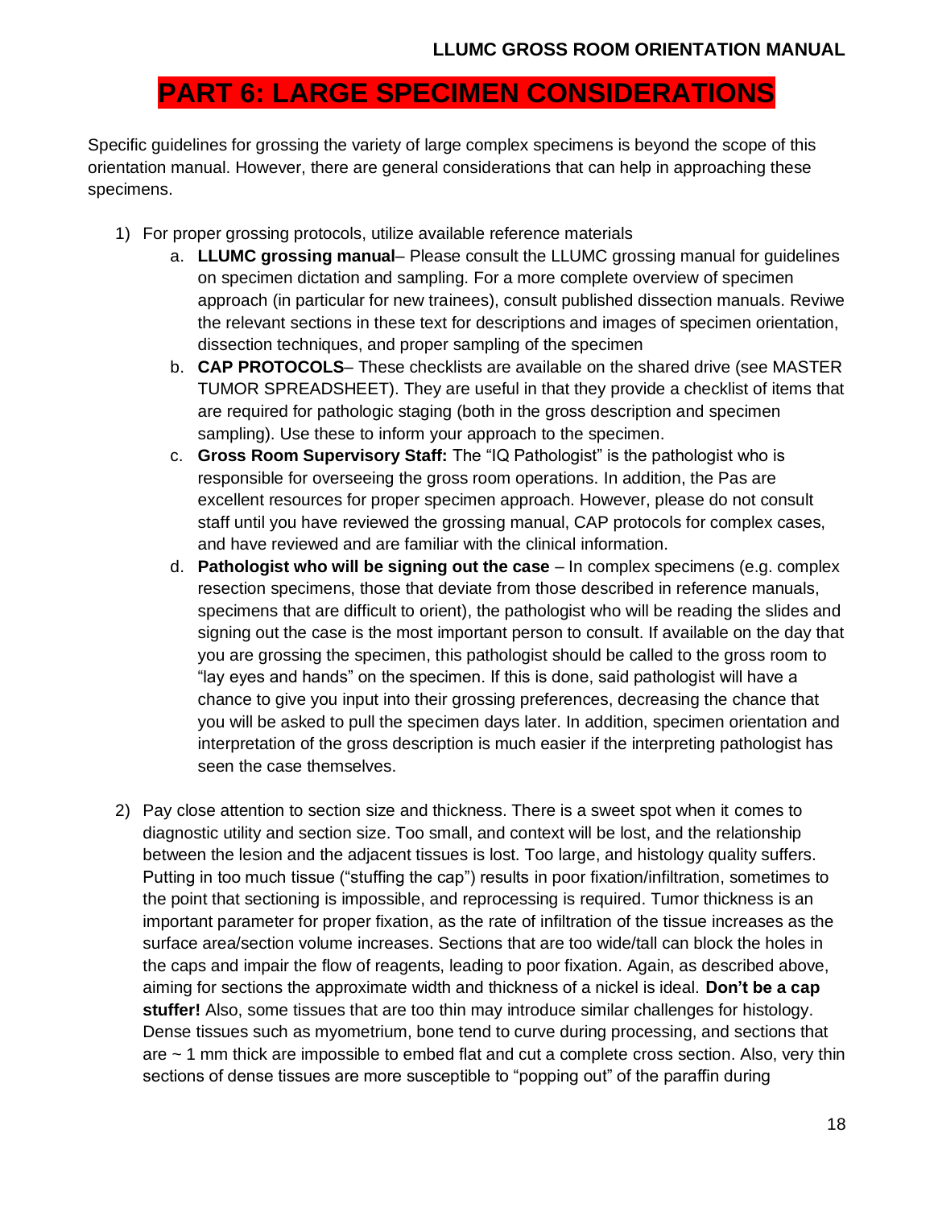# PART 6: LARGE SPECIMEN CONSIDERATIONS

Specific guidelines for grossing the variety of large complex specimens is beyond the scope of this orientation manual. However, there are general considerations that can help in approaching these specimens.

1) For proper grossing protocols, utilize available reference materials
    a. **LLUMC grossing manual**– Please consult the LLUMC grossing manual for guidelines on specimen dictation and sampling. For a more complete overview of specimen approach (in particular for new trainees), consult published dissection manuals. Reviwe the relevant sections in these text for descriptions and images of specimen orientation, dissection techniques, and proper sampling of the specimen
    b. **CAP PROTOCOLS**– These checklists are available on the shared drive (see MASTER TUMOR SPREADSHEET). They are useful in that they provide a checklist of items that are required for pathologic staging (both in the gross description and specimen sampling). Use these to inform your approach to the specimen.
    c. **Gross Room Supervisory Staff:** The "IQ Pathologist" is the pathologist who is responsible for overseeing the gross room operations. In addition, the Pas are excellent resources for proper specimen approach. However, please do not consult staff until you have reviewed the grossing manual, CAP protocols for complex cases, and have reviewed and are familiar with the clinical information.
    d. **Pathologist who will be signing out the case** – In complex specimens (e.g. complex resection specimens, those that deviate from those described in reference manuals, specimens that are difficult to orient), the pathologist who will be reading the slides and signing out the case is the most important person to consult. If available on the day that you are grossing the specimen, this pathologist should be called to the gross room to "lay eyes and hands" on the specimen. If this is done, said pathologist will have a chance to give you input into their grossing preferences, decreasing the chance that you will be asked to pull the specimen days later. In addition, specimen orientation and interpretation of the gross description is much easier if the interpreting pathologist has seen the case themselves.

2) Pay close attention to section size and thickness. There is a sweet spot when it comes to diagnostic utility and section size. Too small, and context will be lost, and the relationship between the lesion and the adjacent tissues is lost. Too large, and histology quality suffers. Putting in too much tissue ("stuffing the cap") results in poor fixation/infiltration, sometimes to the point that sectioning is impossible, and reprocessing is required. Tumor thickness is an important parameter for proper fixation, as the rate of infiltration of the tissue increases as the surface area/section volume increases. Sections that are too wide/tall can block the holes in the caps and impair the flow of reagents, leading to poor fixation. Again, as described above, aiming for sections the approximate width and thickness of a nickel is ideal. **Don't be a cap stuffer!** Also, some tissues that are too thin may introduce similar challenges for histology. Dense tissues such as myometrium, bone tend to curve during processing, and sections that are ~ 1 mm thick are impossible to embed flat and cut a complete cross section. Also, very thin sections of dense tissues are more susceptible to "popping out" of the paraffin during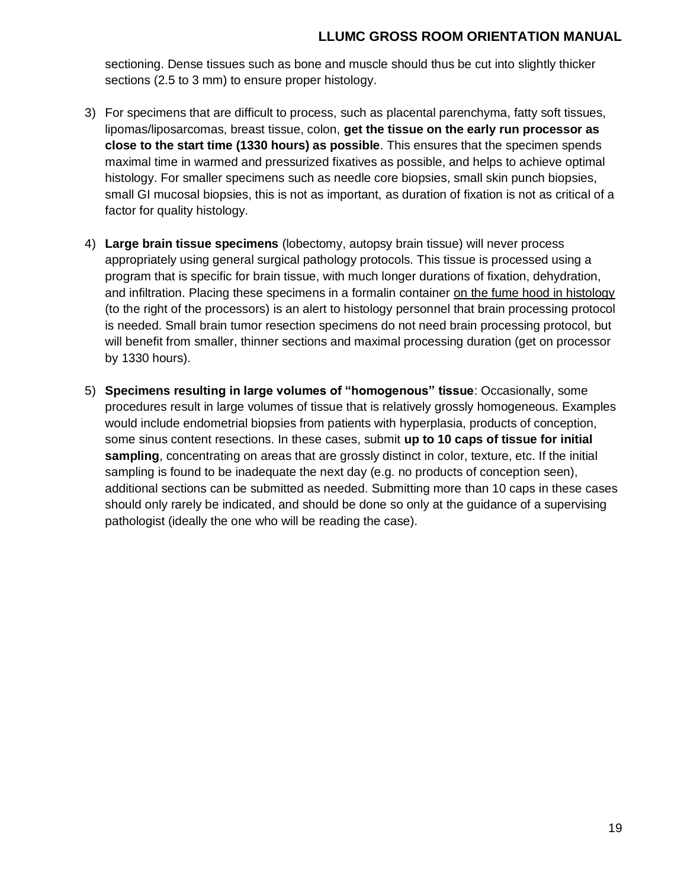sectioning. Dense tissues such as bone and muscle should thus be cut into slightly thicker sections (2.5 to 3 mm) to ensure proper histology.

3) For specimens that are difficult to process, such as placental parenchyma, fatty soft tissues, lipomas/liposarcomas, breast tissue, colon, **get the tissue on the early run processor as close to the start time (1330 hours) as possible**. This ensures that the specimen spends maximal time in warmed and pressurized fixatives as possible, and helps to achieve optimal histology. For smaller specimens such as needle core biopsies, small skin punch biopsies, small GI mucosal biopsies, this is not as important, as duration of fixation is not as critical of a factor for quality histology.

4) **Large brain tissue specimens** (lobectomy, autopsy brain tissue) will never process appropriately using general surgical pathology protocols. This tissue is processed using a program that is specific for brain tissue, with much longer durations of fixation, dehydration, and infiltration. Placing these specimens in a formalin container <u>on the fume hood in histology</u> (to the right of the processors) is an alert to histology personnel that brain processing protocol is needed. Small brain tumor resection specimens do not need brain processing protocol, but will benefit from smaller, thinner sections and maximal processing duration (get on processor by 1330 hours).

5) **Specimens resulting in large volumes of "homogenous" tissue**: Occasionally, some procedures result in large volumes of tissue that is relatively grossly homogeneous. Examples would include endometrial biopsies from patients with hyperplasia, products of conception, some sinus content resections. In these cases, submit **up to 10 caps of tissue for initial sampling**, concentrating on areas that are grossly distinct in color, texture, etc. If the initial sampling is found to be inadequate the next day (e.g. no products of conception seen), additional sections can be submitted as needed. Submitting more than 10 caps in these cases should only rarely be indicated, and should be done so only at the guidance of a supervising pathologist (ideally the one who will be reading the case).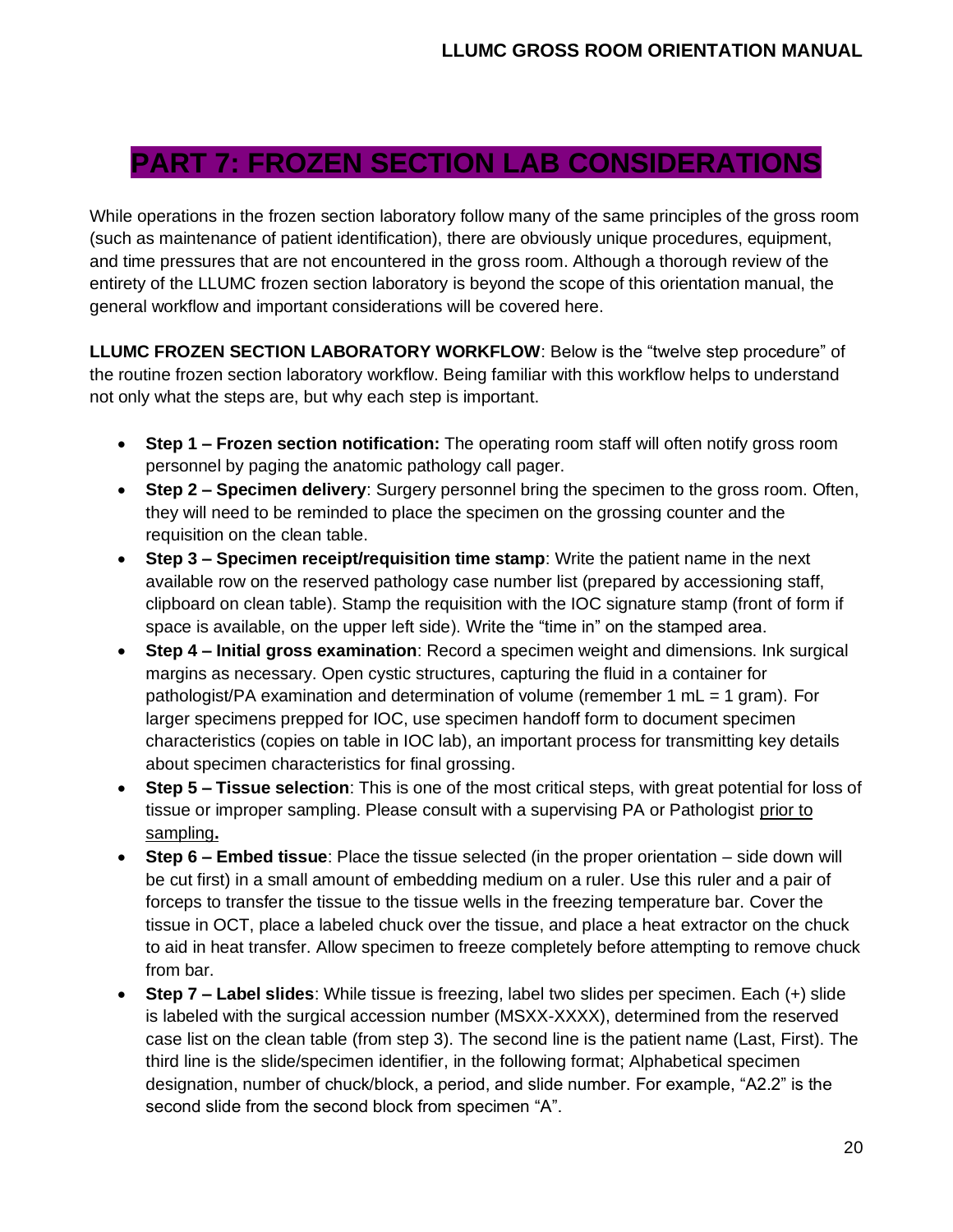# PART 7: FROZEN SECTION LAB CONSIDERATIONS

While operations in the frozen section laboratory follow many of the same principles of the gross room (such as maintenance of patient identification), there are obviously unique procedures, equipment, and time pressures that are not encountered in the gross room. Although a thorough review of the entirety of the LLUMC frozen section laboratory is beyond the scope of this orientation manual, the general workflow and important considerations will be covered here.

**LLUMC FROZEN SECTION LABORATORY WORKFLOW**: Below is the "twelve step procedure" of the routine frozen section laboratory workflow. Being familiar with this workflow helps to understand not only what the steps are, but why each step is important.

- **Step 1 – Frozen section notification:** The operating room staff will often notify gross room personnel by paging the anatomic pathology call pager.
- **Step 2 – Specimen delivery**: Surgery personnel bring the specimen to the gross room. Often, they will need to be reminded to place the specimen on the grossing counter and the requisition on the clean table.
- **Step 3 – Specimen receipt/requisition time stamp**: Write the patient name in the next available row on the reserved pathology case number list (prepared by accessioning staff, clipboard on clean table). Stamp the requisition with the IOC signature stamp (front of form if space is available, on the upper left side). Write the "time in" on the stamped area.
- **Step 4 – Initial gross examination**: Record a specimen weight and dimensions. Ink surgical margins as necessary. Open cystic structures, capturing the fluid in a container for pathologist/PA examination and determination of volume (remember 1 mL = 1 gram). For larger specimens prepped for IOC, use specimen handoff form to document specimen characteristics (copies on table in IOC lab), an important process for transmitting key details about specimen characteristics for final grossing.
- **Step 5 – Tissue selection**: This is one of the most critical steps, with great potential for loss of tissue or improper sampling. Please consult with a supervising PA or Pathologist <u>prior to sampling</u>**.**
- **Step 6 – Embed tissue**: Place the tissue selected (in the proper orientation – side down will be cut first) in a small amount of embedding medium on a ruler. Use this ruler and a pair of forceps to transfer the tissue to the tissue wells in the freezing temperature bar. Cover the tissue in OCT, place a labeled chuck over the tissue, and place a heat extractor on the chuck to aid in heat transfer. Allow specimen to freeze completely before attempting to remove chuck from bar.
- **Step 7 – Label slides**: While tissue is freezing, label two slides per specimen. Each (+) slide is labeled with the surgical accession number (MSXX-XXXX), determined from the reserved case list on the clean table (from step 3). The second line is the patient name (Last, First). The third line is the slide/specimen identifier, in the following format; Alphabetical specimen designation, number of chuck/block, a period, and slide number. For example, "A2.2" is the second slide from the second block from specimen "A".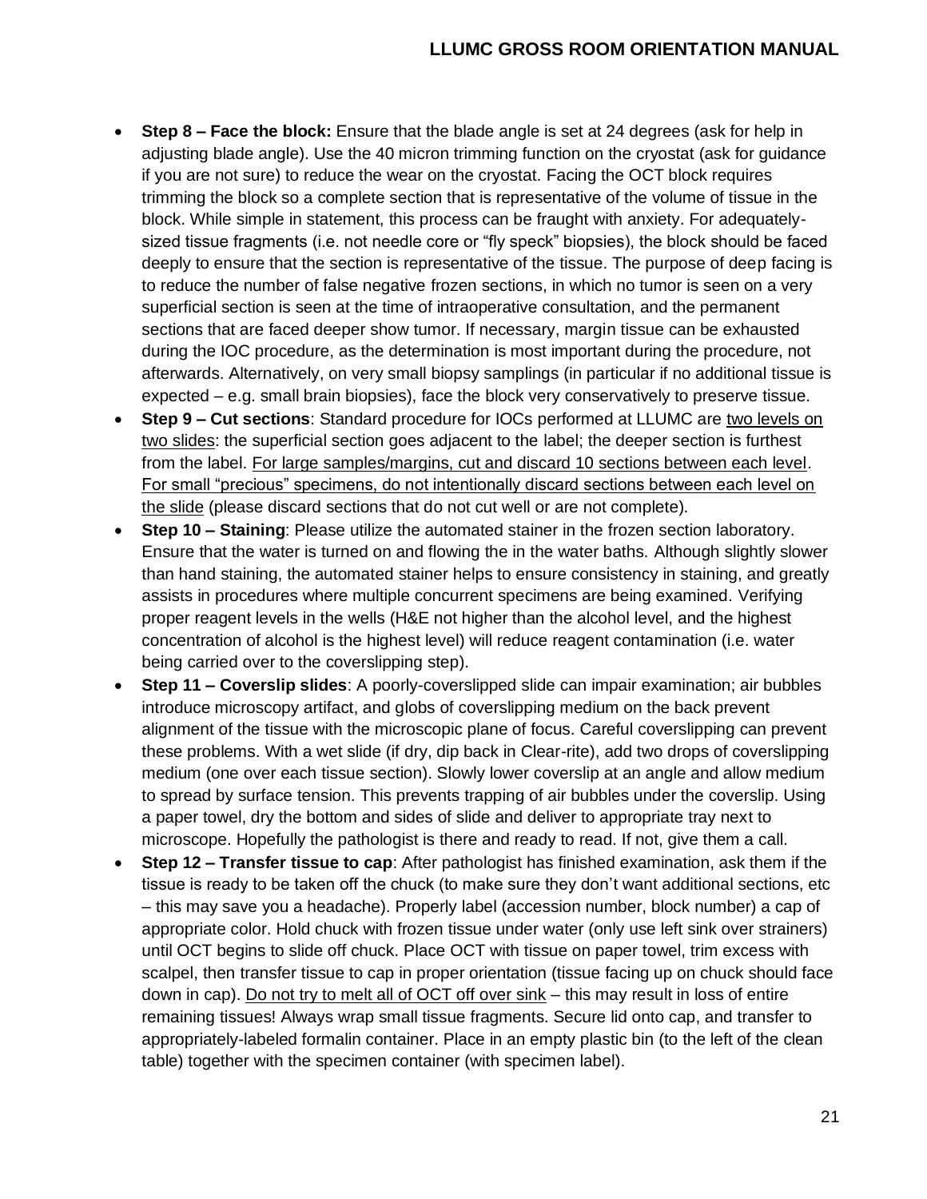- **Step 8 – Face the block:** Ensure that the blade angle is set at 24 degrees (ask for help in adjusting blade angle). Use the 40 micron trimming function on the cryostat (ask for guidance if you are not sure) to reduce the wear on the cryostat. Facing the OCT block requires trimming the block so a complete section that is representative of the volume of tissue in the block. While simple in statement, this process can be fraught with anxiety. For adequately-sized tissue fragments (i.e. not needle core or "fly speck" biopsies), the block should be faced deeply to ensure that the section is representative of the tissue. The purpose of deep facing is to reduce the number of false negative frozen sections, in which no tumor is seen on a very superficial section is seen at the time of intraoperative consultation, and the permanent sections that are faced deeper show tumor. If necessary, margin tissue can be exhausted during the IOC procedure, as the determination is most important during the procedure, not afterwards. Alternatively, on very small biopsy samplings (in particular if no additional tissue is expected – e.g. small brain biopsies), face the block very conservatively to preserve tissue.
- **Step 9 – Cut sections**: Standard procedure for IOCs performed at LLUMC are <u>two levels on two slides</u>: the superficial section goes adjacent to the label; the deeper section is furthest from the label. <u>For large samples/margins, cut and discard 10 sections between each level</u>. <u>For small "precious" specimens, do not intentionally discard sections between each level on the slide</u> (please discard sections that do not cut well or are not complete).
- **Step 10 – Staining**: Please utilize the automated stainer in the frozen section laboratory. Ensure that the water is turned on and flowing the in the water baths. Although slightly slower than hand staining, the automated stainer helps to ensure consistency in staining, and greatly assists in procedures where multiple concurrent specimens are being examined. Verifying proper reagent levels in the wells (H&E not higher than the alcohol level, and the highest concentration of alcohol is the highest level) will reduce reagent contamination (i.e. water being carried over to the coverslipping step).
- **Step 11 – Coverslip slides**: A poorly-coverslipped slide can impair examination; air bubbles introduce microscopy artifact, and globs of coverslipping medium on the back prevent alignment of the tissue with the microscopic plane of focus. Careful coverslipping can prevent these problems. With a wet slide (if dry, dip back in Clear-rite), add two drops of coverslipping medium (one over each tissue section). Slowly lower coverslip at an angle and allow medium to spread by surface tension. This prevents trapping of air bubbles under the coverslip. Using a paper towel, dry the bottom and sides of slide and deliver to appropriate tray next to microscope. Hopefully the pathologist is there and ready to read. If not, give them a call.
- **Step 12 – Transfer tissue to cap**: After pathologist has finished examination, ask them if the tissue is ready to be taken off the chuck (to make sure they don't want additional sections, etc – this may save you a headache). Properly label (accession number, block number) a cap of appropriate color. Hold chuck with frozen tissue under water (only use left sink over strainers) until OCT begins to slide off chuck. Place OCT with tissue on paper towel, trim excess with scalpel, then transfer tissue to cap in proper orientation (tissue facing up on chuck should face down in cap). <u>Do not try to melt all of OCT off over sink</u> – this may result in loss of entire remaining tissues! Always wrap small tissue fragments. Secure lid onto cap, and transfer to appropriately-labeled formalin container. Place in an empty plastic bin (to the left of the clean table) together with the specimen container (with specimen label).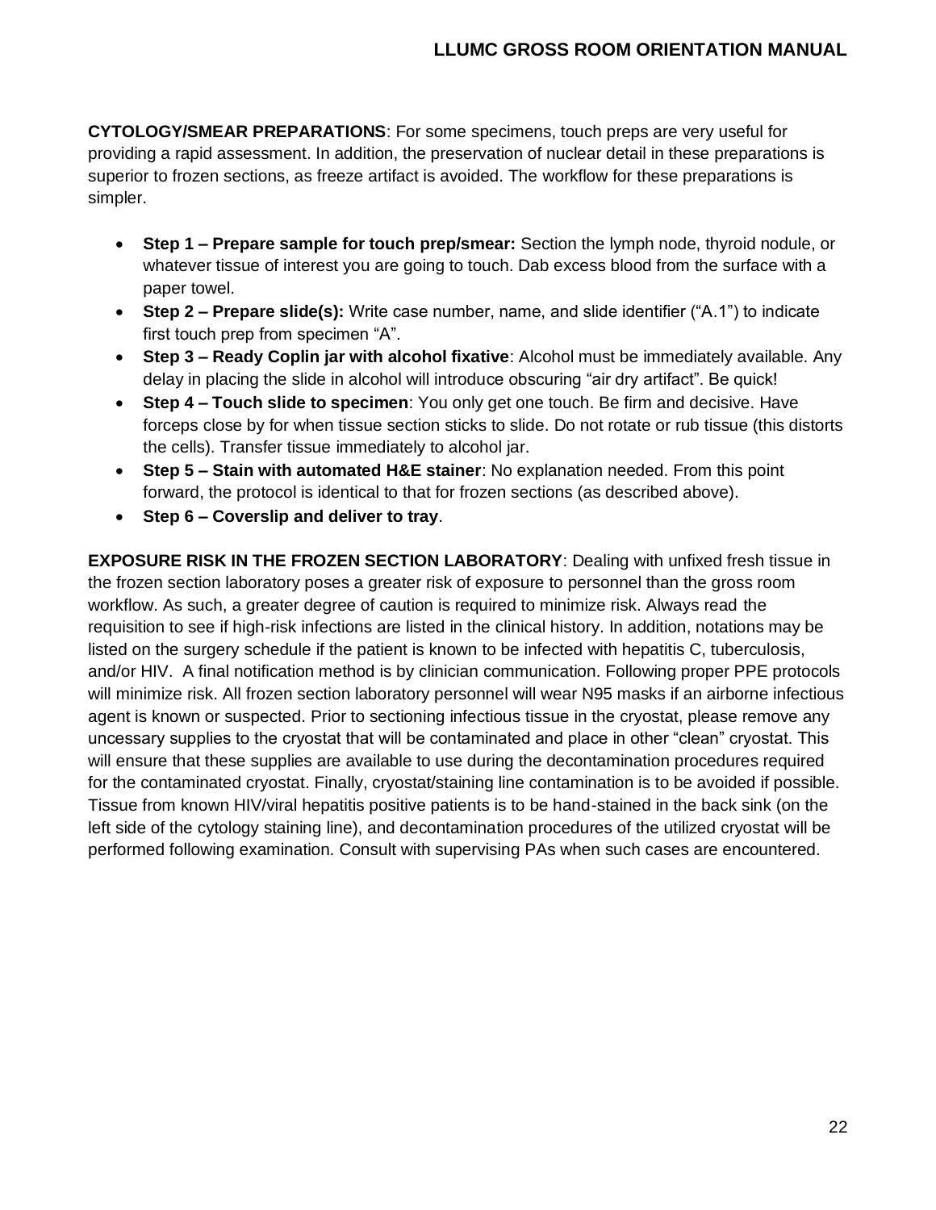**CYTOLOGY/SMEAR PREPARATIONS**: For some specimens, touch preps are very useful for providing a rapid assessment. In addition, the preservation of nuclear detail in these preparations is superior to frozen sections, as freeze artifact is avoided. The workflow for these preparations is simpler.

- **Step 1 – Prepare sample for touch prep/smear:** Section the lymph node, thyroid nodule, or whatever tissue of interest you are going to touch. Dab excess blood from the surface with a paper towel.
- **Step 2 – Prepare slide(s):** Write case number, name, and slide identifier ("A.1") to indicate first touch prep from specimen "A".
- **Step 3 – Ready Coplin jar with alcohol fixative**: Alcohol must be immediately available. Any delay in placing the slide in alcohol will introduce obscuring "air dry artifact". Be quick!
- **Step 4 – Touch slide to specimen**: You only get one touch. Be firm and decisive. Have forceps close by for when tissue section sticks to slide. Do not rotate or rub tissue (this distorts the cells). Transfer tissue immediately to alcohol jar.
- **Step 5 – Stain with automated H&E stainer**: No explanation needed. From this point forward, the protocol is identical to that for frozen sections (as described above).
- **Step 6 – Coverslip and deliver to tray**.

**EXPOSURE RISK IN THE FROZEN SECTION LABORATORY**: Dealing with unfixed fresh tissue in the frozen section laboratory poses a greater risk of exposure to personnel than the gross room workflow. As such, a greater degree of caution is required to minimize risk. Always read the requisition to see if high-risk infections are listed in the clinical history. In addition, notations may be listed on the surgery schedule if the patient is known to be infected with hepatitis C, tuberculosis, and/or HIV. A final notification method is by clinician communication. Following proper PPE protocols will minimize risk. All frozen section laboratory personnel will wear N95 masks if an airborne infectious agent is known or suspected. Prior to sectioning infectious tissue in the cryostat, please remove any uncessary supplies to the cryostat that will be contaminated and place in other "clean" cryostat. This will ensure that these supplies are available to use during the decontamination procedures required for the contaminated cryostat. Finally, cryostat/staining line contamination is to be avoided if possible. Tissue from known HIV/viral hepatitis positive patients is to be hand-stained in the back sink (on the left side of the cytology staining line), and decontamination procedures of the utilized cryostat will be performed following examination. Consult with supervising PAs when such cases are encountered.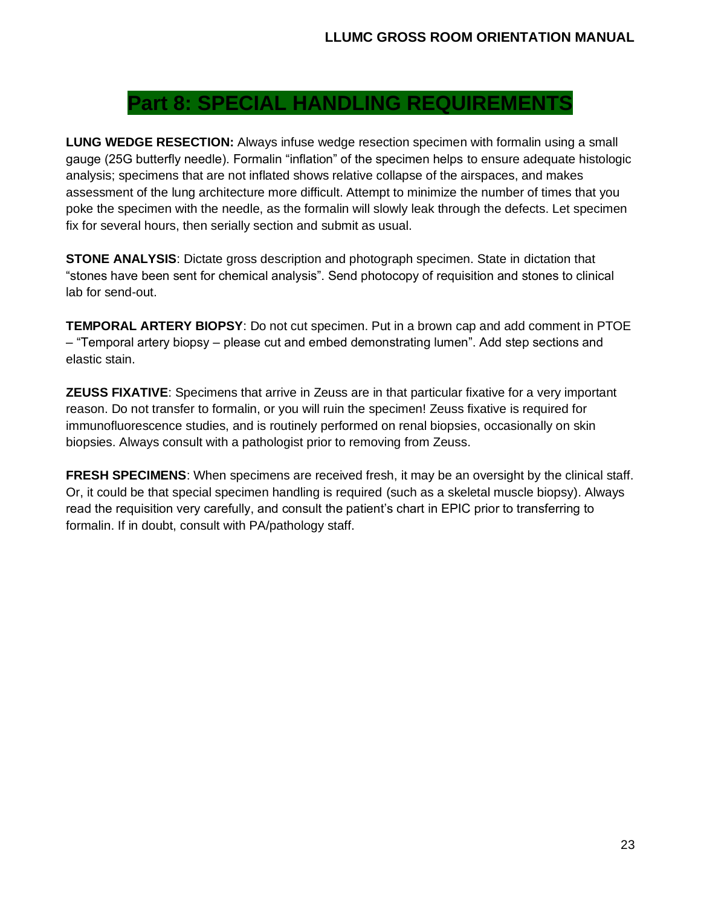# Part 8: SPECIAL HANDLING REQUIREMENTS

**LUNG WEDGE RESECTION:** Always infuse wedge resection specimen with formalin using a small gauge (25G butterfly needle). Formalin "inflation" of the specimen helps to ensure adequate histologic analysis; specimens that are not inflated shows relative collapse of the airspaces, and makes assessment of the lung architecture more difficult. Attempt to minimize the number of times that you poke the specimen with the needle, as the formalin will slowly leak through the defects. Let specimen fix for several hours, then serially section and submit as usual.

**STONE ANALYSIS**: Dictate gross description and photograph specimen. State in dictation that "stones have been sent for chemical analysis". Send photocopy of requisition and stones to clinical lab for send-out.

**TEMPORAL ARTERY BIOPSY**: Do not cut specimen. Put in a brown cap and add comment in PTOE – "Temporal artery biopsy – please cut and embed demonstrating lumen". Add step sections and elastic stain.

**ZEUSS FIXATIVE**: Specimens that arrive in Zeuss are in that particular fixative for a very important reason. Do not transfer to formalin, or you will ruin the specimen! Zeuss fixative is required for immunofluorescence studies, and is routinely performed on renal biopsies, occasionally on skin biopsies. Always consult with a pathologist prior to removing from Zeuss.

**FRESH SPECIMENS**: When specimens are received fresh, it may be an oversight by the clinical staff. Or, it could be that special specimen handling is required (such as a skeletal muscle biopsy). Always read the requisition very carefully, and consult the patient's chart in EPIC prior to transferring to formalin. If in doubt, consult with PA/pathology staff.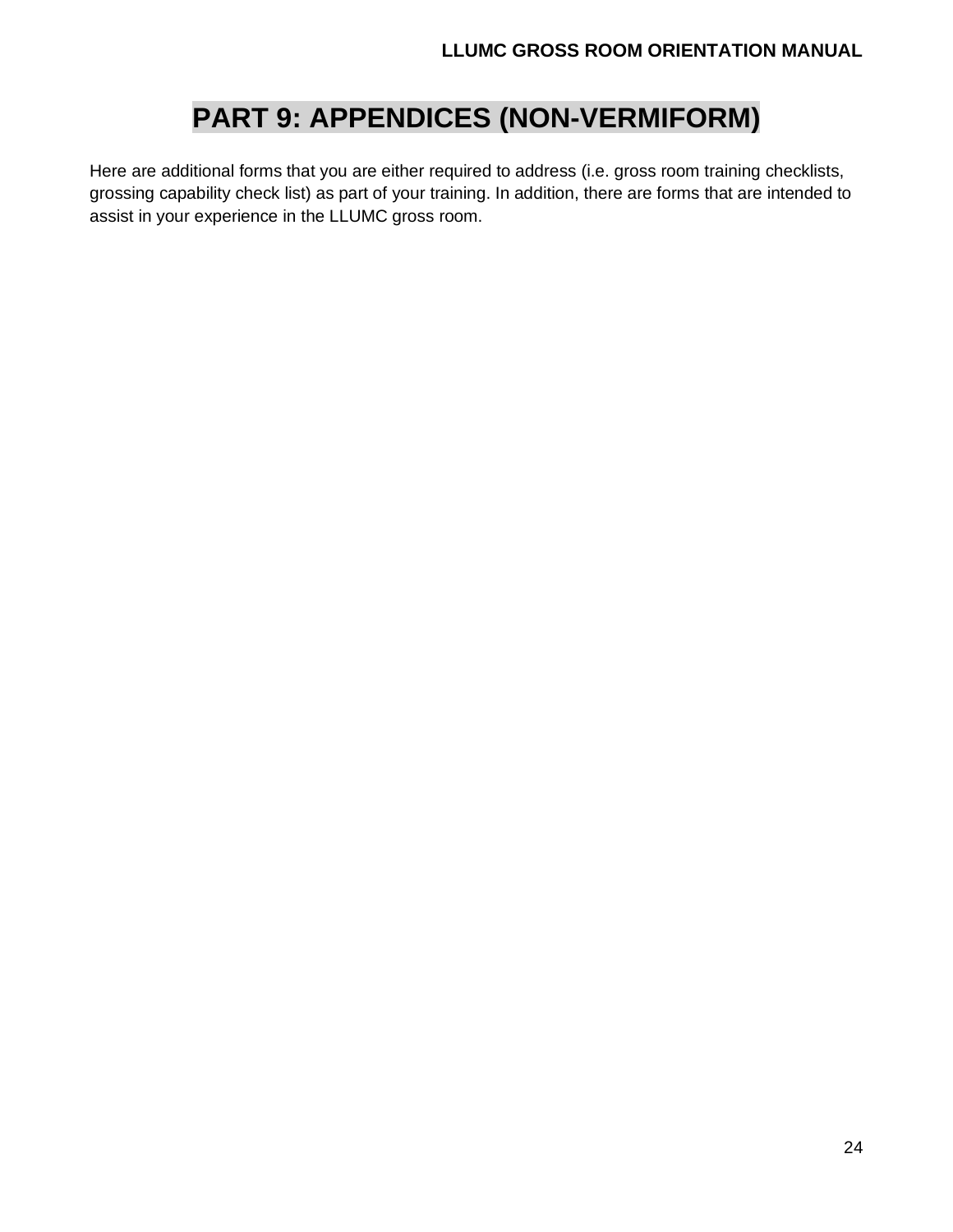# PART 9: APPENDICES (NON-VERMIFORM)

Here are additional forms that you are either required to address (i.e. gross room training checklists, grossing capability check list) as part of your training. In addition, there are forms that are intended to assist in your experience in the LLUMC gross room.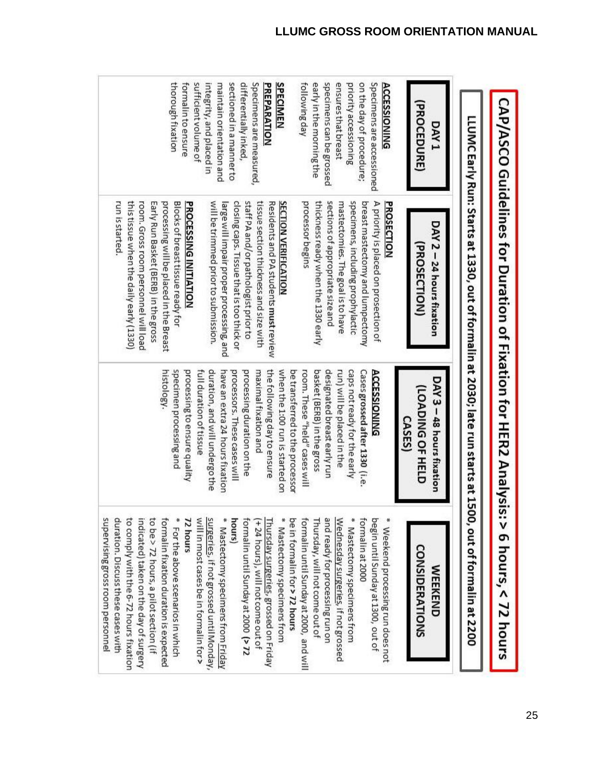# CAP/ASCO Guidelines for Duration of Fixation for HER2 Analysis: > 6 hours, < 72 hours

**LLUMC Early Run: Starts at 1330, out of formalin at 2030; late run starts at 1500, out of formalin at 2200**

| DAY 1 (PROCEDURE) | DAY 2 – 24 hours fixation (PROSECTION) | DAY 3 – 48 hours fixation (LOADING OF HELD CASES) | WEEKEND CONSIDERATIONS |
|---|---|---|---|
| **ACCESSIONING**<br>Specimens are accessioned on the day of procedure; priority accessioning ensures that breast specimens can be grossed early in the morning the following day<br><br>**SPECIMEN PREPARATION**<br>Specimens are measured, differentially inked, sectioned in a manner to maintain orientation and integrity, and placed in sufficient volume of formalin to ensure thorough fixation | **PROSECTION**<br>A priority is placed on prosection of breast mastectomy and lumpectomy specimens, including prophylactic mastectomies. The goal is to have sections of appropriate size and thickness ready when the 1330 early processor begins<br><br>**SECTION VERIFICATION**<br>Residents and PA students **must** review tissue section thickness and size with staff PA and/or pathologist prior to closing caps. Tissue that is too thick or large will impair proper processing, and will be trimmed prior to submission.<br><br>**PROCESSING INITIATION**<br>Blocks of breast tissue ready for processing will be placed in the Breast Early Run Basket (BERB) in the gross room. Gross room personnel will load this tissue when the daily early (1330) run is started. | **ACCESSIONING**<br>Cases **grossed after 1330** (i.e. caps not ready for the early run) will be placed in the designated breast early run basket (BERB) in the gross room. These "held" cases will be transferred to the processor when the 1:00 run is started on the following day to ensure maximal fixation and processing duration on the processors. These cases will have an extra 24 hours fixation duration, and will undergo the full duration of tissue processing to ensure quality specimen processing and histology. | * Weekend processing run does not begin until Sunday at 1300, out of formalin at 2000<br><br>* Mastectomy specimens from Wednesday surgeries, if not grossed and ready for processing run on Thursday, will not come out of formalin until Sunday at 2000, and will be in formalin for **> 72 hours**<br><br>* Mastectomy specimens from Thursday surgeries, grossed on Friday (+ 24 hours), will not come out of formalin until Sunday at 2000 **(> 72 hours)**<br><br>* Mastectomy specimens from Friday surgeries, if not grossed until Monday, will in most cases be in formalin for **> 72 hours**<br><br>* For the above scenarios in which formalin fixation duration is expected to be > 72 hours, a pilot section (if indicated) taken on the day of surgery to comply with the 6-72 hours fixation duration. Discuss these cases with supervising gross room personnel |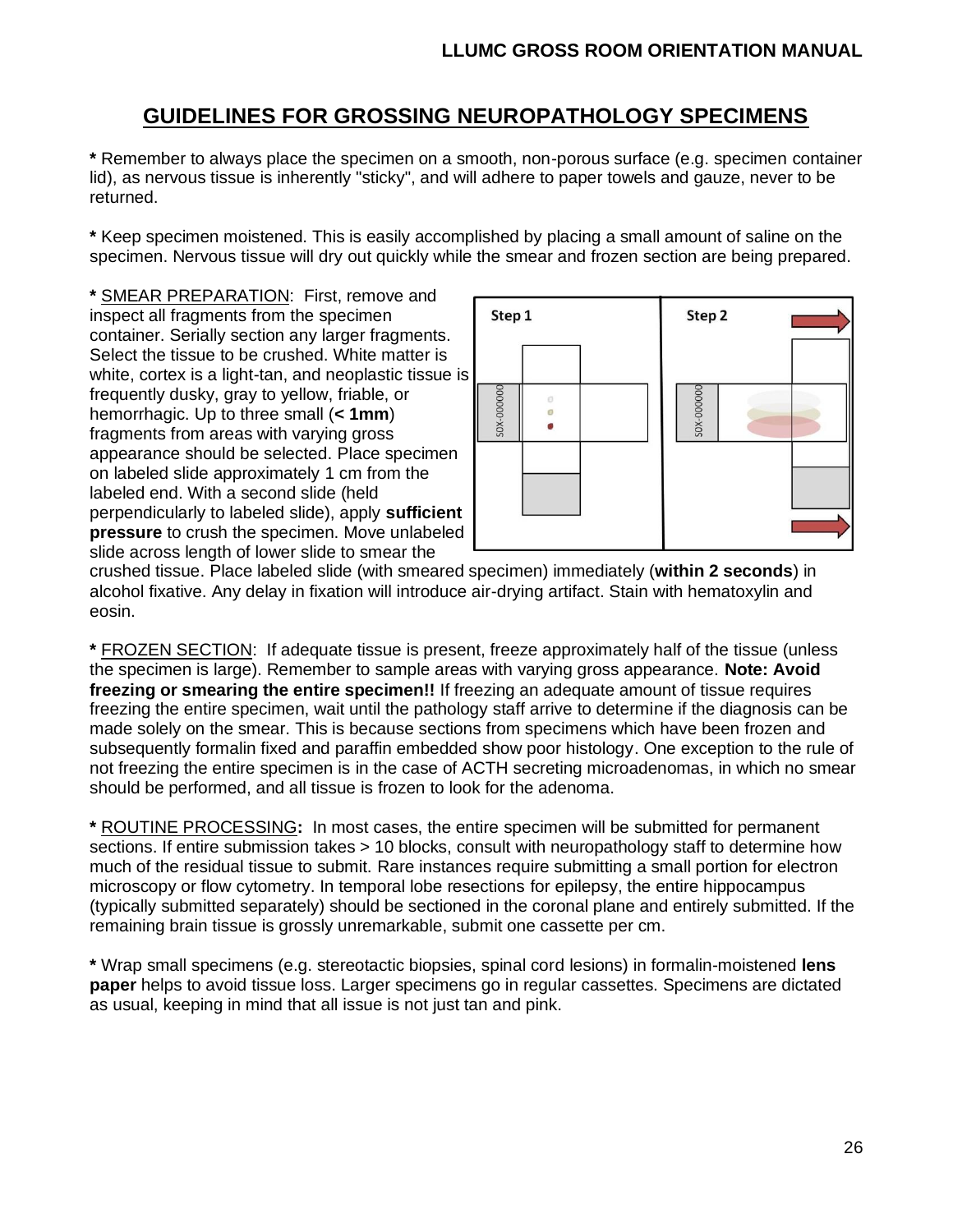# GUIDELINES FOR GROSSING NEUROPATHOLOGY SPECIMENS

**\*** Remember to always place the specimen on a smooth, non-porous surface (e.g. specimen container lid), as nervous tissue is inherently "sticky", and will adhere to paper towels and gauze, never to be returned.

**\*** Keep specimen moistened. This is easily accomplished by placing a small amount of saline on the specimen. Nervous tissue will dry out quickly while the smear and frozen section are being prepared.

**\*** SMEAR PREPARATION: First, remove and inspect all fragments from the specimen container. Serially section any larger fragments. Select the tissue to be crushed. White matter is white, cortex is a light-tan, and neoplastic tissue is frequently dusky, gray to yellow, friable, or hemorrhagic. Up to three small (**< 1mm**) fragments from areas with varying gross appearance should be selected. Place specimen on labeled slide approximately 1 cm from the labeled end. With a second slide (held perpendicularly to labeled slide), apply **sufficient pressure** to crush the specimen. Move unlabeled slide across length of lower slide to smear the crushed tissue. Place labeled slide (with smeared specimen) immediately (**within 2 seconds**) in alcohol fixative. Any delay in fixation will introduce air-drying artifact. Stain with hematoxylin and eosin.

Step 1

SDX-000000

Step 2

SDX-000000

**\*** FROZEN SECTION: If adequate tissue is present, freeze approximately half of the tissue (unless the specimen is large). Remember to sample areas with varying gross appearance. **Note: Avoid freezing or smearing the entire specimen!!** If freezing an adequate amount of tissue requires freezing the entire specimen, wait until the pathology staff arrive to determine if the diagnosis can be made solely on the smear. This is because sections from specimens which have been frozen and subsequently formalin fixed and paraffin embedded show poor histology. One exception to the rule of not freezing the entire specimen is in the case of ACTH secreting microadenomas, in which no smear should be performed, and all tissue is frozen to look for the adenoma.

**\*** ROUTINE PROCESSING**:** In most cases, the entire specimen will be submitted for permanent sections. If entire submission takes > 10 blocks, consult with neuropathology staff to determine how much of the residual tissue to submit. Rare instances require submitting a small portion for electron microscopy or flow cytometry. In temporal lobe resections for epilepsy, the entire hippocampus (typically submitted separately) should be sectioned in the coronal plane and entirely submitted. If the remaining brain tissue is grossly unremarkable, submit one cassette per cm.

**\*** Wrap small specimens (e.g. stereotactic biopsies, spinal cord lesions) in formalin-moistened **lens paper** helps to avoid tissue loss. Larger specimens go in regular cassettes. Specimens are dictated as usual, keeping in mind that all issue is not just tan and pink.